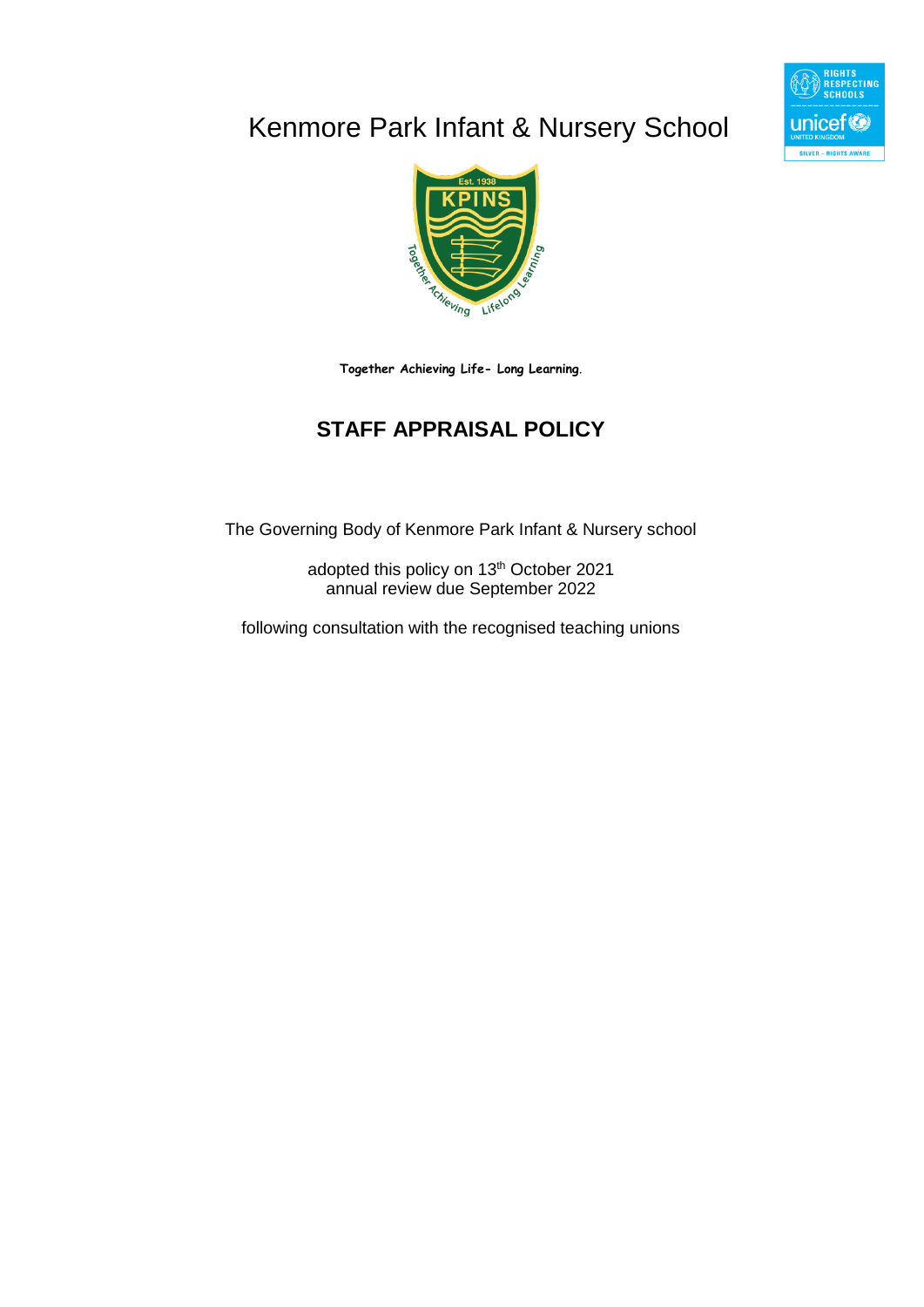# Kenmore Park Infant & Nursery School

**Together Achieving Life- Long Learning.**

## STAFF APPRAISAL POLICY

The Governing Body of Kenmore Park Infant & Nursery school

adopted this policy on 13th October 2021
annual review due September 2022

following consultation with the recognised teaching unions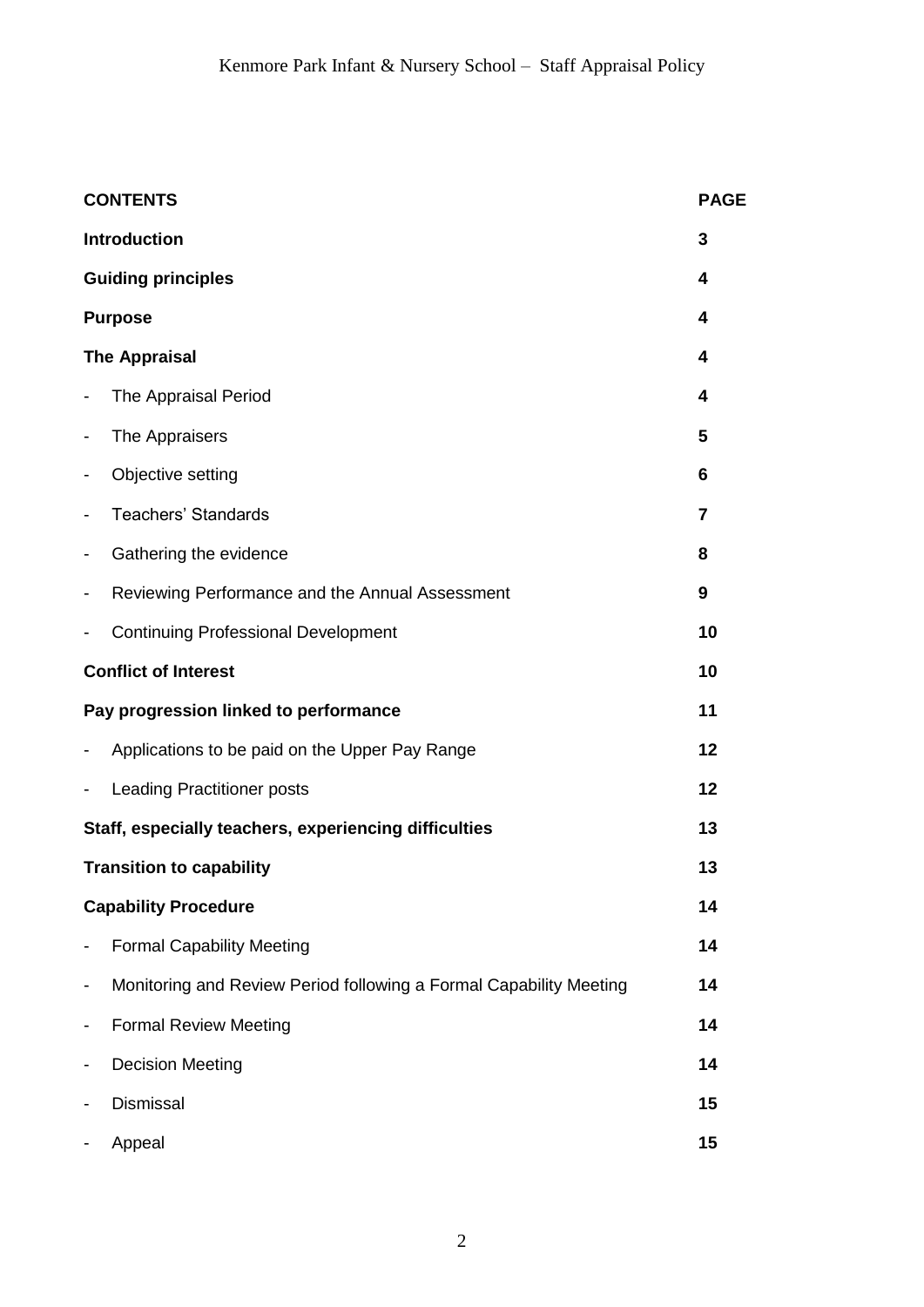| **CONTENTS** | **PAGE** |
|---|---|
| **Introduction** | **3** |
| **Guiding principles** | **4** |
| **Purpose** | **4** |
| **The Appraisal** | **4** |
| - The Appraisal Period | **4** |
| - The Appraisers | **5** |
| - Objective setting | **6** |
| - Teachers' Standards | **7** |
| - Gathering the evidence | **8** |
| - Reviewing Performance and the Annual Assessment | **9** |
| - Continuing Professional Development | **10** |
| **Conflict of Interest** | **10** |
| **Pay progression linked to performance** | **11** |
| - Applications to be paid on the Upper Pay Range | **12** |
| - Leading Practitioner posts | **12** |
| **Staff, especially teachers, experiencing difficulties** | **13** |
| **Transition to capability** | **13** |
| **Capability Procedure** | **14** |
| - Formal Capability Meeting | **14** |
| - Monitoring and Review Period following a Formal Capability Meeting | **14** |
| - Formal Review Meeting | **14** |
| - Decision Meeting | **14** |
| - Dismissal | **15** |
| - Appeal | **15** |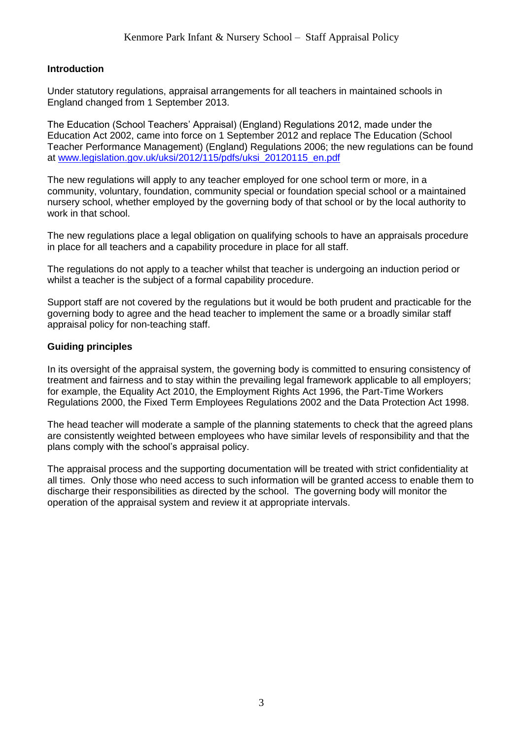## Introduction

Under statutory regulations, appraisal arrangements for all teachers in maintained schools in England changed from 1 September 2013.

The Education (School Teachers' Appraisal) (England) Regulations 2012, made under the Education Act 2002, came into force on 1 September 2012 and replace The Education (School Teacher Performance Management) (England) Regulations 2006; the new regulations can be found at [www.legislation.gov.uk/uksi/2012/115/pdfs/uksi_20120115_en.pdf](http://www.legislation.gov.uk/uksi/2012/115/pdfs/uksi_20120115_en.pdf)

The new regulations will apply to any teacher employed for one school term or more, in a community, voluntary, foundation, community special or foundation special school or a maintained nursery school, whether employed by the governing body of that school or by the local authority to work in that school.

The new regulations place a legal obligation on qualifying schools to have an appraisals procedure in place for all teachers and a capability procedure in place for all staff.

The regulations do not apply to a teacher whilst that teacher is undergoing an induction period or whilst a teacher is the subject of a formal capability procedure.

Support staff are not covered by the regulations but it would be both prudent and practicable for the governing body to agree and the head teacher to implement the same or a broadly similar staff appraisal policy for non-teaching staff.

## Guiding principles

In its oversight of the appraisal system, the governing body is committed to ensuring consistency of treatment and fairness and to stay within the prevailing legal framework applicable to all employers; for example, the Equality Act 2010, the Employment Rights Act 1996, the Part-Time Workers Regulations 2000, the Fixed Term Employees Regulations 2002 and the Data Protection Act 1998.

The head teacher will moderate a sample of the planning statements to check that the agreed plans are consistently weighted between employees who have similar levels of responsibility and that the plans comply with the school's appraisal policy.

The appraisal process and the supporting documentation will be treated with strict confidentiality at all times. Only those who need access to such information will be granted access to enable them to discharge their responsibilities as directed by the school. The governing body will monitor the operation of the appraisal system and review it at appropriate intervals.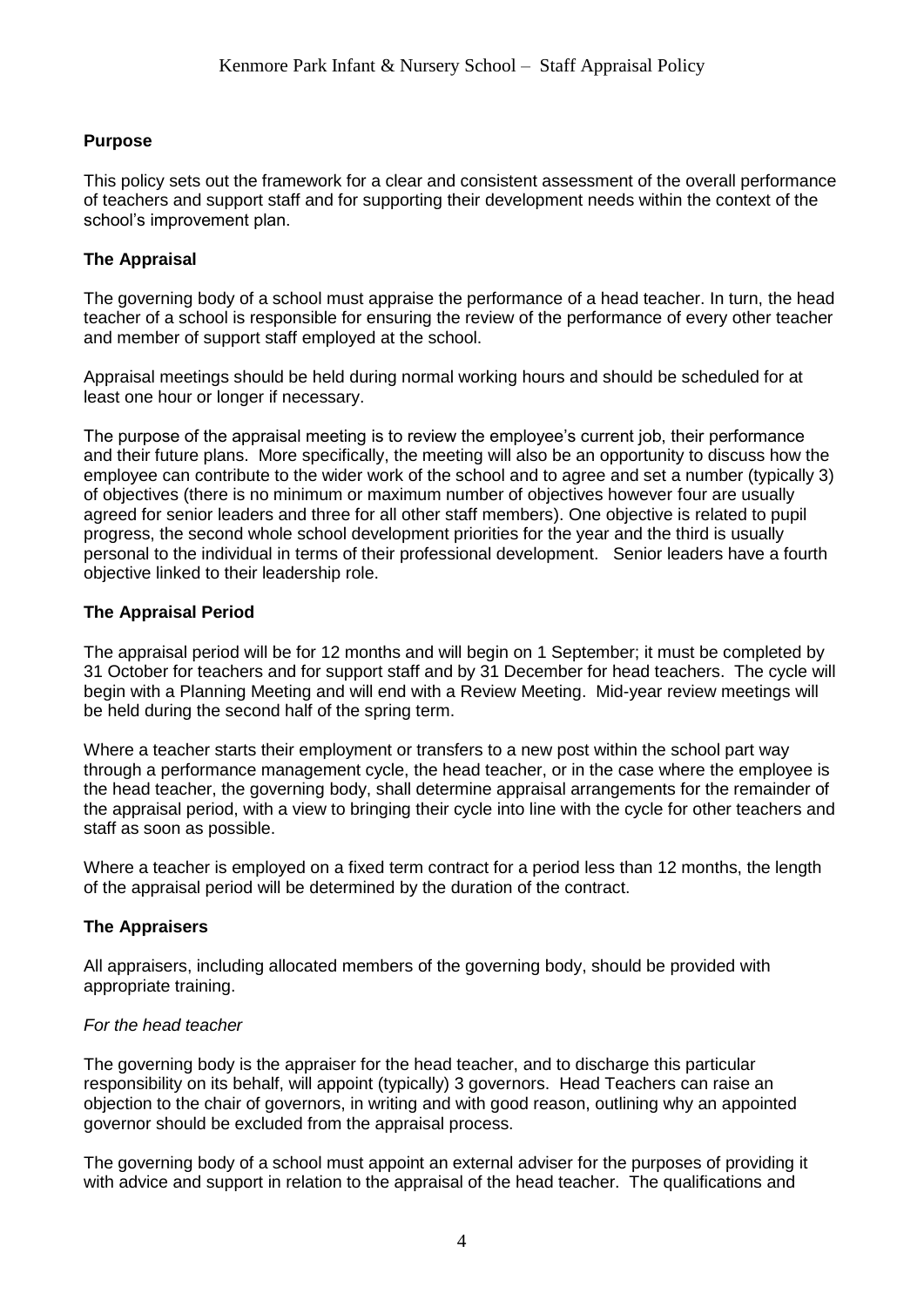**Purpose**

This policy sets out the framework for a clear and consistent assessment of the overall performance of teachers and support staff and for supporting their development needs within the context of the school's improvement plan.

**The Appraisal**

The governing body of a school must appraise the performance of a head teacher. In turn, the head teacher of a school is responsible for ensuring the review of the performance of every other teacher and member of support staff employed at the school.

Appraisal meetings should be held during normal working hours and should be scheduled for at least one hour or longer if necessary.

The purpose of the appraisal meeting is to review the employee's current job, their performance and their future plans. More specifically, the meeting will also be an opportunity to discuss how the employee can contribute to the wider work of the school and to agree and set a number (typically 3) of objectives (there is no minimum or maximum number of objectives however four are usually agreed for senior leaders and three for all other staff members). One objective is related to pupil progress, the second whole school development priorities for the year and the third is usually personal to the individual in terms of their professional development. Senior leaders have a fourth objective linked to their leadership role.

**The Appraisal Period**

The appraisal period will be for 12 months and will begin on 1 September; it must be completed by 31 October for teachers and for support staff and by 31 December for head teachers. The cycle will begin with a Planning Meeting and will end with a Review Meeting. Mid-year review meetings will be held during the second half of the spring term.

Where a teacher starts their employment or transfers to a new post within the school part way through a performance management cycle, the head teacher, or in the case where the employee is the head teacher, the governing body, shall determine appraisal arrangements for the remainder of the appraisal period, with a view to bringing their cycle into line with the cycle for other teachers and staff as soon as possible.

Where a teacher is employed on a fixed term contract for a period less than 12 months, the length of the appraisal period will be determined by the duration of the contract.

**The Appraisers**

All appraisers, including allocated members of the governing body, should be provided with appropriate training.

*For the head teacher*

The governing body is the appraiser for the head teacher, and to discharge this particular responsibility on its behalf, will appoint (typically) 3 governors. Head Teachers can raise an objection to the chair of governors, in writing and with good reason, outlining why an appointed governor should be excluded from the appraisal process.

The governing body of a school must appoint an external adviser for the purposes of providing it with advice and support in relation to the appraisal of the head teacher. The qualifications and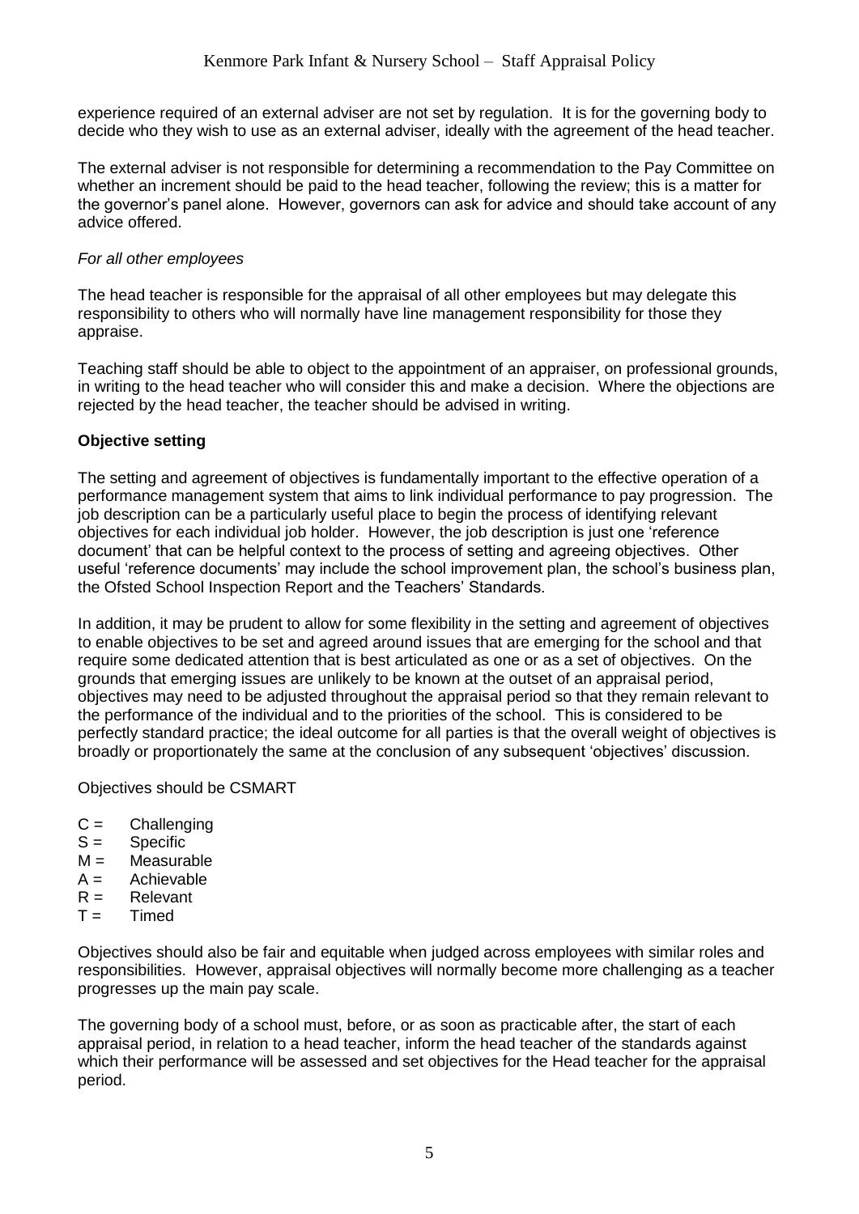experience required of an external adviser are not set by regulation. It is for the governing body to decide who they wish to use as an external adviser, ideally with the agreement of the head teacher.

The external adviser is not responsible for determining a recommendation to the Pay Committee on whether an increment should be paid to the head teacher, following the review; this is a matter for the governor's panel alone. However, governors can ask for advice and should take account of any advice offered.

*For all other employees*

The head teacher is responsible for the appraisal of all other employees but may delegate this responsibility to others who will normally have line management responsibility for those they appraise.

Teaching staff should be able to object to the appointment of an appraiser, on professional grounds, in writing to the head teacher who will consider this and make a decision. Where the objections are rejected by the head teacher, the teacher should be advised in writing.

**Objective setting**

The setting and agreement of objectives is fundamentally important to the effective operation of a performance management system that aims to link individual performance to pay progression. The job description can be a particularly useful place to begin the process of identifying relevant objectives for each individual job holder. However, the job description is just one 'reference document' that can be helpful context to the process of setting and agreeing objectives. Other useful 'reference documents' may include the school improvement plan, the school's business plan, the Ofsted School Inspection Report and the Teachers' Standards.

In addition, it may be prudent to allow for some flexibility in the setting and agreement of objectives to enable objectives to be set and agreed around issues that are emerging for the school and that require some dedicated attention that is best articulated as one or as a set of objectives. On the grounds that emerging issues are unlikely to be known at the outset of an appraisal period, objectives may need to be adjusted throughout the appraisal period so that they remain relevant to the performance of the individual and to the priorities of the school. This is considered to be perfectly standard practice; the ideal outcome for all parties is that the overall weight of objectives is broadly or proportionately the same at the conclusion of any subsequent 'objectives' discussion.

Objectives should be CSMART

C = Challenging
S = Specific
M = Measurable
A = Achievable
R = Relevant
T = Timed

Objectives should also be fair and equitable when judged across employees with similar roles and responsibilities. However, appraisal objectives will normally become more challenging as a teacher progresses up the main pay scale.

The governing body of a school must, before, or as soon as practicable after, the start of each appraisal period, in relation to a head teacher, inform the head teacher of the standards against which their performance will be assessed and set objectives for the Head teacher for the appraisal period.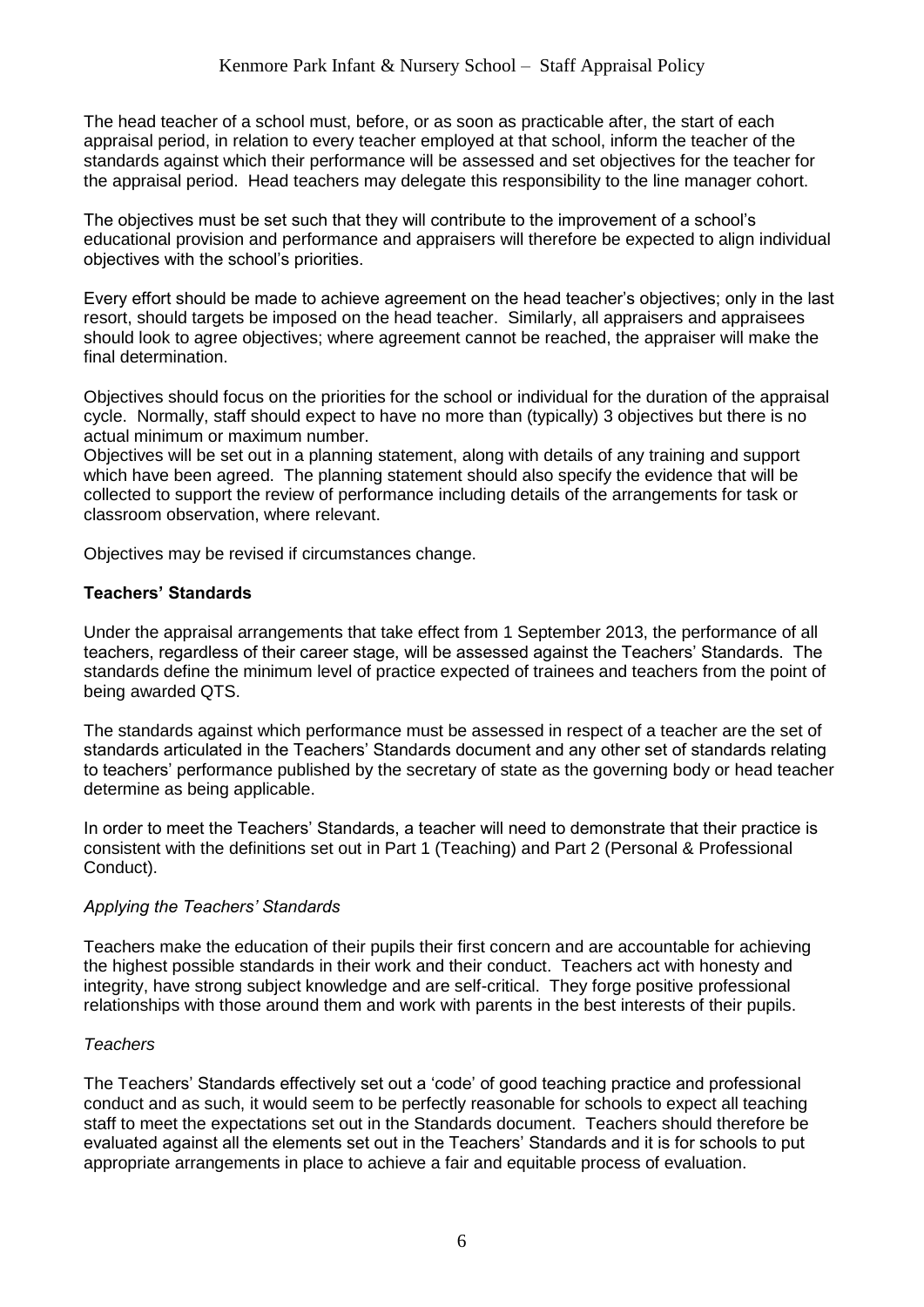The head teacher of a school must, before, or as soon as practicable after, the start of each appraisal period, in relation to every teacher employed at that school, inform the teacher of the standards against which their performance will be assessed and set objectives for the teacher for the appraisal period. Head teachers may delegate this responsibility to the line manager cohort.

The objectives must be set such that they will contribute to the improvement of a school's educational provision and performance and appraisers will therefore be expected to align individual objectives with the school's priorities.

Every effort should be made to achieve agreement on the head teacher's objectives; only in the last resort, should targets be imposed on the head teacher. Similarly, all appraisers and appraisees should look to agree objectives; where agreement cannot be reached, the appraiser will make the final determination.

Objectives should focus on the priorities for the school or individual for the duration of the appraisal cycle. Normally, staff should expect to have no more than (typically) 3 objectives but there is no actual minimum or maximum number.
Objectives will be set out in a planning statement, along with details of any training and support which have been agreed. The planning statement should also specify the evidence that will be collected to support the review of performance including details of the arrangements for task or classroom observation, where relevant.

Objectives may be revised if circumstances change.

**Teachers' Standards**

Under the appraisal arrangements that take effect from 1 September 2013, the performance of all teachers, regardless of their career stage, will be assessed against the Teachers' Standards. The standards define the minimum level of practice expected of trainees and teachers from the point of being awarded QTS.

The standards against which performance must be assessed in respect of a teacher are the set of standards articulated in the Teachers' Standards document and any other set of standards relating to teachers' performance published by the secretary of state as the governing body or head teacher determine as being applicable.

In order to meet the Teachers' Standards, a teacher will need to demonstrate that their practice is consistent with the definitions set out in Part 1 (Teaching) and Part 2 (Personal & Professional Conduct).

*Applying the Teachers' Standards*

Teachers make the education of their pupils their first concern and are accountable for achieving the highest possible standards in their work and their conduct. Teachers act with honesty and integrity, have strong subject knowledge and are self-critical. They forge positive professional relationships with those around them and work with parents in the best interests of their pupils.

*Teachers*

The Teachers' Standards effectively set out a 'code' of good teaching practice and professional conduct and as such, it would seem to be perfectly reasonable for schools to expect all teaching staff to meet the expectations set out in the Standards document. Teachers should therefore be evaluated against all the elements set out in the Teachers' Standards and it is for schools to put appropriate arrangements in place to achieve a fair and equitable process of evaluation.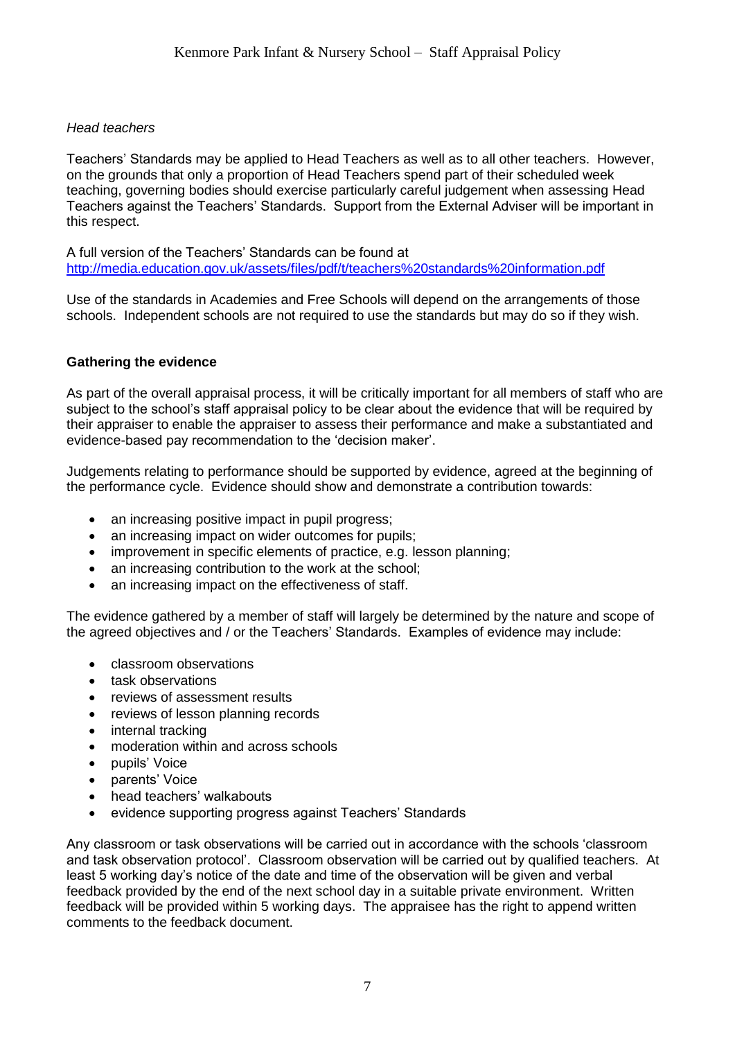*Head teachers*

Teachers' Standards may be applied to Head Teachers as well as to all other teachers. However, on the grounds that only a proportion of Head Teachers spend part of their scheduled week teaching, governing bodies should exercise particularly careful judgement when assessing Head Teachers against the Teachers' Standards. Support from the External Adviser will be important in this respect.

A full version of the Teachers' Standards can be found at
http://media.education.gov.uk/assets/files/pdf/t/teachers%20standards%20information.pdf

Use of the standards in Academies and Free Schools will depend on the arrangements of those schools. Independent schools are not required to use the standards but may do so if they wish.

**Gathering the evidence**

As part of the overall appraisal process, it will be critically important for all members of staff who are subject to the school's staff appraisal policy to be clear about the evidence that will be required by their appraiser to enable the appraiser to assess their performance and make a substantiated and evidence-based pay recommendation to the 'decision maker'.

Judgements relating to performance should be supported by evidence, agreed at the beginning of the performance cycle. Evidence should show and demonstrate a contribution towards:

- an increasing positive impact in pupil progress;
- an increasing impact on wider outcomes for pupils;
- improvement in specific elements of practice, e.g. lesson planning;
- an increasing contribution to the work at the school;
- an increasing impact on the effectiveness of staff.

The evidence gathered by a member of staff will largely be determined by the nature and scope of the agreed objectives and / or the Teachers' Standards. Examples of evidence may include:

- classroom observations
- task observations
- reviews of assessment results
- reviews of lesson planning records
- internal tracking
- moderation within and across schools
- pupils' Voice
- parents' Voice
- head teachers' walkabouts
- evidence supporting progress against Teachers' Standards

Any classroom or task observations will be carried out in accordance with the schools 'classroom and task observation protocol'. Classroom observation will be carried out by qualified teachers. At least 5 working day's notice of the date and time of the observation will be given and verbal feedback provided by the end of the next school day in a suitable private environment. Written feedback will be provided within 5 working days. The appraisee has the right to append written comments to the feedback document.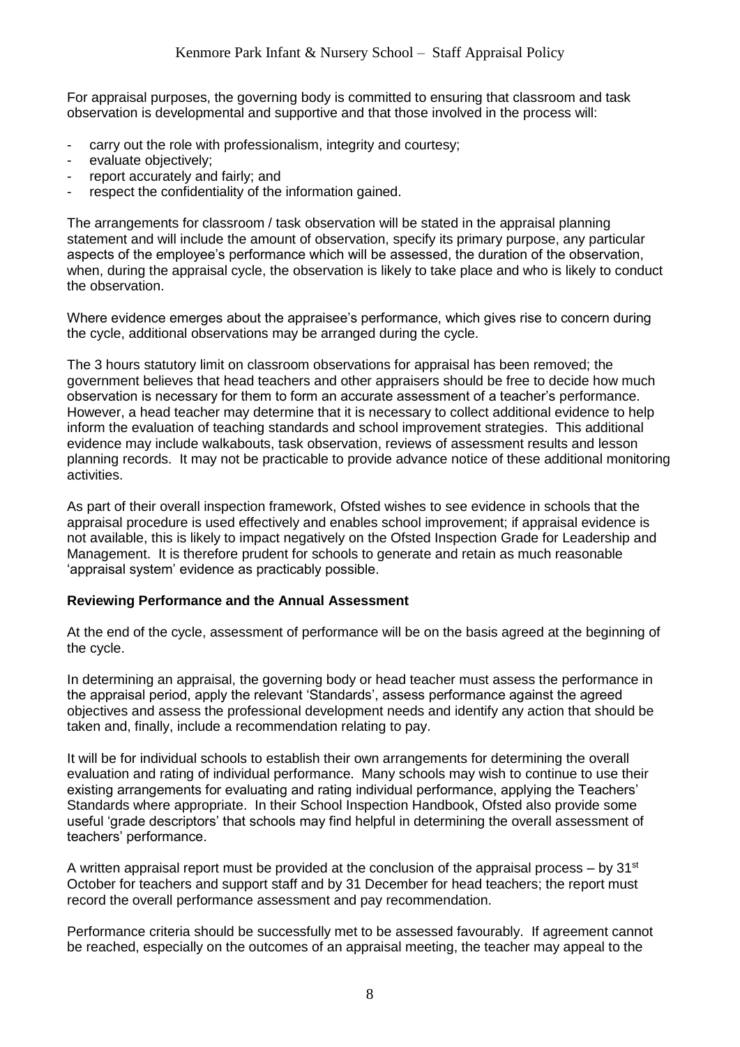For appraisal purposes, the governing body is committed to ensuring that classroom and task observation is developmental and supportive and that those involved in the process will:

- carry out the role with professionalism, integrity and courtesy;
- evaluate objectively;
- report accurately and fairly; and
- respect the confidentiality of the information gained.

The arrangements for classroom / task observation will be stated in the appraisal planning statement and will include the amount of observation, specify its primary purpose, any particular aspects of the employee's performance which will be assessed, the duration of the observation, when, during the appraisal cycle, the observation is likely to take place and who is likely to conduct the observation.

Where evidence emerges about the appraisee's performance, which gives rise to concern during the cycle, additional observations may be arranged during the cycle.

The 3 hours statutory limit on classroom observations for appraisal has been removed; the government believes that head teachers and other appraisers should be free to decide how much observation is necessary for them to form an accurate assessment of a teacher's performance. However, a head teacher may determine that it is necessary to collect additional evidence to help inform the evaluation of teaching standards and school improvement strategies. This additional evidence may include walkabouts, task observation, reviews of assessment results and lesson planning records. It may not be practicable to provide advance notice of these additional monitoring activities.

As part of their overall inspection framework, Ofsted wishes to see evidence in schools that the appraisal procedure is used effectively and enables school improvement; if appraisal evidence is not available, this is likely to impact negatively on the Ofsted Inspection Grade for Leadership and Management. It is therefore prudent for schools to generate and retain as much reasonable 'appraisal system' evidence as practicably possible.

**Reviewing Performance and the Annual Assessment**

At the end of the cycle, assessment of performance will be on the basis agreed at the beginning of the cycle.

In determining an appraisal, the governing body or head teacher must assess the performance in the appraisal period, apply the relevant 'Standards', assess performance against the agreed objectives and assess the professional development needs and identify any action that should be taken and, finally, include a recommendation relating to pay.

It will be for individual schools to establish their own arrangements for determining the overall evaluation and rating of individual performance. Many schools may wish to continue to use their existing arrangements for evaluating and rating individual performance, applying the Teachers' Standards where appropriate. In their School Inspection Handbook, Ofsted also provide some useful 'grade descriptors' that schools may find helpful in determining the overall assessment of teachers' performance.

A written appraisal report must be provided at the conclusion of the appraisal process – by 31st October for teachers and support staff and by 31 December for head teachers; the report must record the overall performance assessment and pay recommendation.

Performance criteria should be successfully met to be assessed favourably. If agreement cannot be reached, especially on the outcomes of an appraisal meeting, the teacher may appeal to the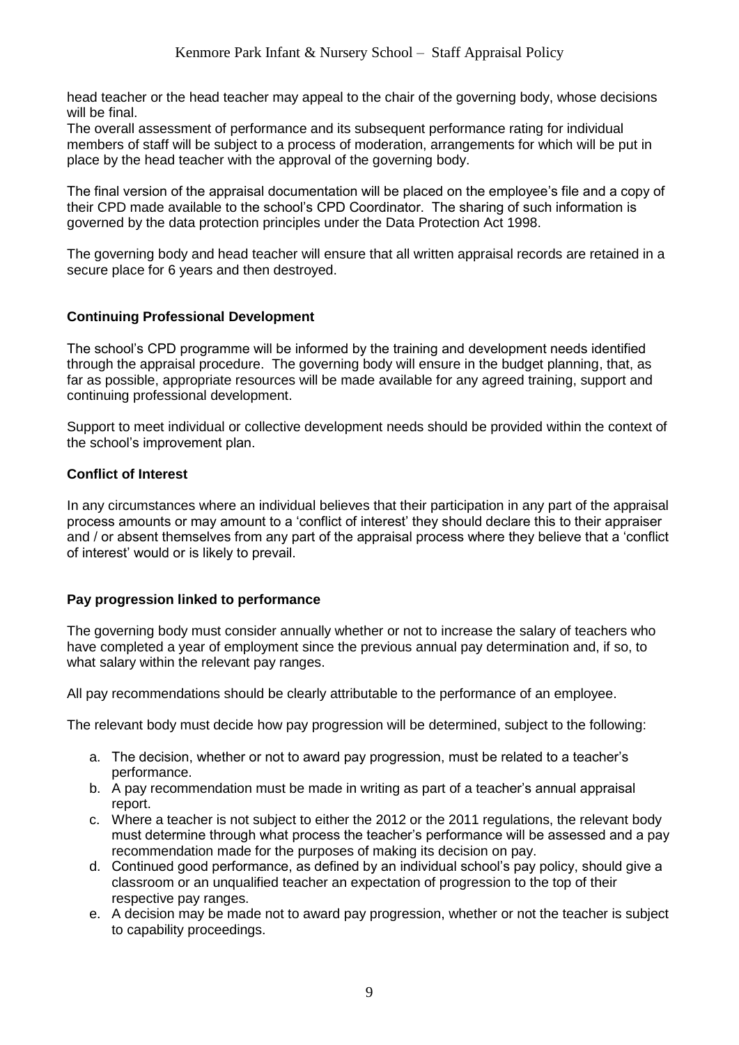head teacher or the head teacher may appeal to the chair of the governing body, whose decisions will be final.

The overall assessment of performance and its subsequent performance rating for individual members of staff will be subject to a process of moderation, arrangements for which will be put in place by the head teacher with the approval of the governing body.

The final version of the appraisal documentation will be placed on the employee's file and a copy of their CPD made available to the school's CPD Coordinator. The sharing of such information is governed by the data protection principles under the Data Protection Act 1998.

The governing body and head teacher will ensure that all written appraisal records are retained in a secure place for 6 years and then destroyed.

**Continuing Professional Development**

The school's CPD programme will be informed by the training and development needs identified through the appraisal procedure. The governing body will ensure in the budget planning, that, as far as possible, appropriate resources will be made available for any agreed training, support and continuing professional development.

Support to meet individual or collective development needs should be provided within the context of the school's improvement plan.

**Conflict of Interest**

In any circumstances where an individual believes that their participation in any part of the appraisal process amounts or may amount to a 'conflict of interest' they should declare this to their appraiser and / or absent themselves from any part of the appraisal process where they believe that a 'conflict of interest' would or is likely to prevail.

**Pay progression linked to performance**

The governing body must consider annually whether or not to increase the salary of teachers who have completed a year of employment since the previous annual pay determination and, if so, to what salary within the relevant pay ranges.

All pay recommendations should be clearly attributable to the performance of an employee.

The relevant body must decide how pay progression will be determined, subject to the following:

a. The decision, whether or not to award pay progression, must be related to a teacher's performance.
b. A pay recommendation must be made in writing as part of a teacher's annual appraisal report.
c. Where a teacher is not subject to either the 2012 or the 2011 regulations, the relevant body must determine through what process the teacher's performance will be assessed and a pay recommendation made for the purposes of making its decision on pay.
d. Continued good performance, as defined by an individual school's pay policy, should give a classroom or an unqualified teacher an expectation of progression to the top of their respective pay ranges.
e. A decision may be made not to award pay progression, whether or not the teacher is subject to capability proceedings.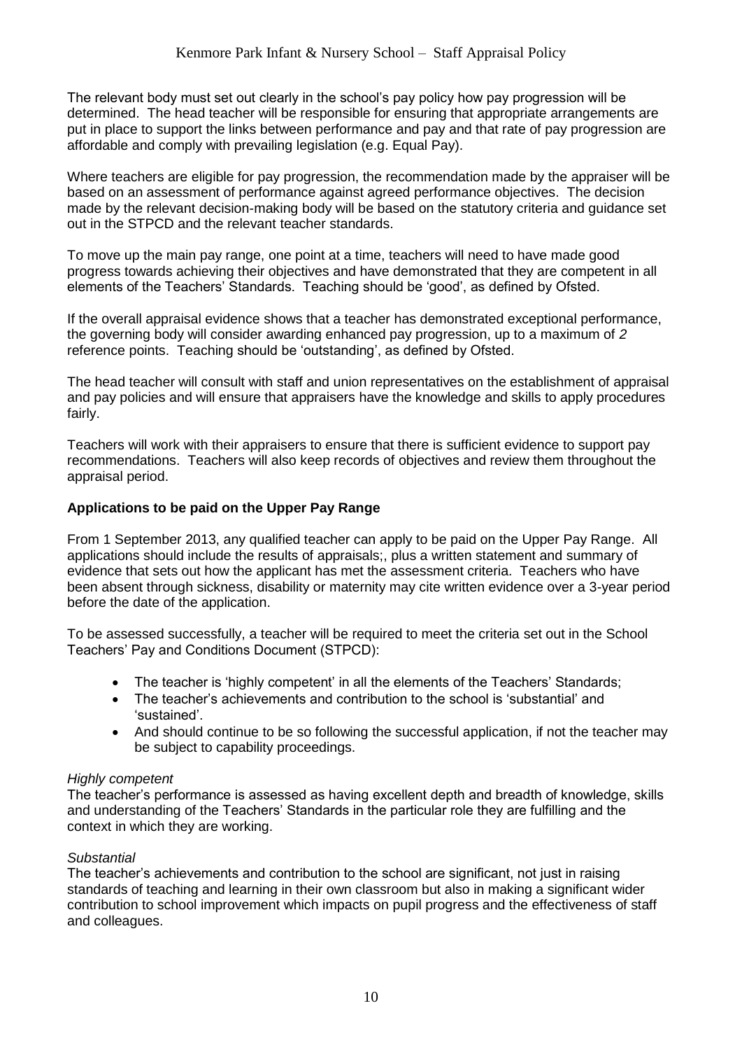The relevant body must set out clearly in the school's pay policy how pay progression will be determined. The head teacher will be responsible for ensuring that appropriate arrangements are put in place to support the links between performance and pay and that rate of pay progression are affordable and comply with prevailing legislation (e.g. Equal Pay).

Where teachers are eligible for pay progression, the recommendation made by the appraiser will be based on an assessment of performance against agreed performance objectives. The decision made by the relevant decision-making body will be based on the statutory criteria and guidance set out in the STPCD and the relevant teacher standards.

To move up the main pay range, one point at a time, teachers will need to have made good progress towards achieving their objectives and have demonstrated that they are competent in all elements of the Teachers' Standards. Teaching should be 'good', as defined by Ofsted.

If the overall appraisal evidence shows that a teacher has demonstrated exceptional performance, the governing body will consider awarding enhanced pay progression, up to a maximum of *2* reference points. Teaching should be 'outstanding', as defined by Ofsted.

The head teacher will consult with staff and union representatives on the establishment of appraisal and pay policies and will ensure that appraisers have the knowledge and skills to apply procedures fairly.

Teachers will work with their appraisers to ensure that there is sufficient evidence to support pay recommendations. Teachers will also keep records of objectives and review them throughout the appraisal period.

**Applications to be paid on the Upper Pay Range**

From 1 September 2013, any qualified teacher can apply to be paid on the Upper Pay Range. All applications should include the results of appraisals;, plus a written statement and summary of evidence that sets out how the applicant has met the assessment criteria. Teachers who have been absent through sickness, disability or maternity may cite written evidence over a 3-year period before the date of the application.

To be assessed successfully, a teacher will be required to meet the criteria set out in the School Teachers' Pay and Conditions Document (STPCD):

- The teacher is 'highly competent' in all the elements of the Teachers' Standards;
- The teacher's achievements and contribution to the school is 'substantial' and 'sustained'.
- And should continue to be so following the successful application, if not the teacher may be subject to capability proceedings.

*Highly competent*
The teacher's performance is assessed as having excellent depth and breadth of knowledge, skills and understanding of the Teachers' Standards in the particular role they are fulfilling and the context in which they are working.

*Substantial*
The teacher's achievements and contribution to the school are significant, not just in raising standards of teaching and learning in their own classroom but also in making a significant wider contribution to school improvement which impacts on pupil progress and the effectiveness of staff and colleagues.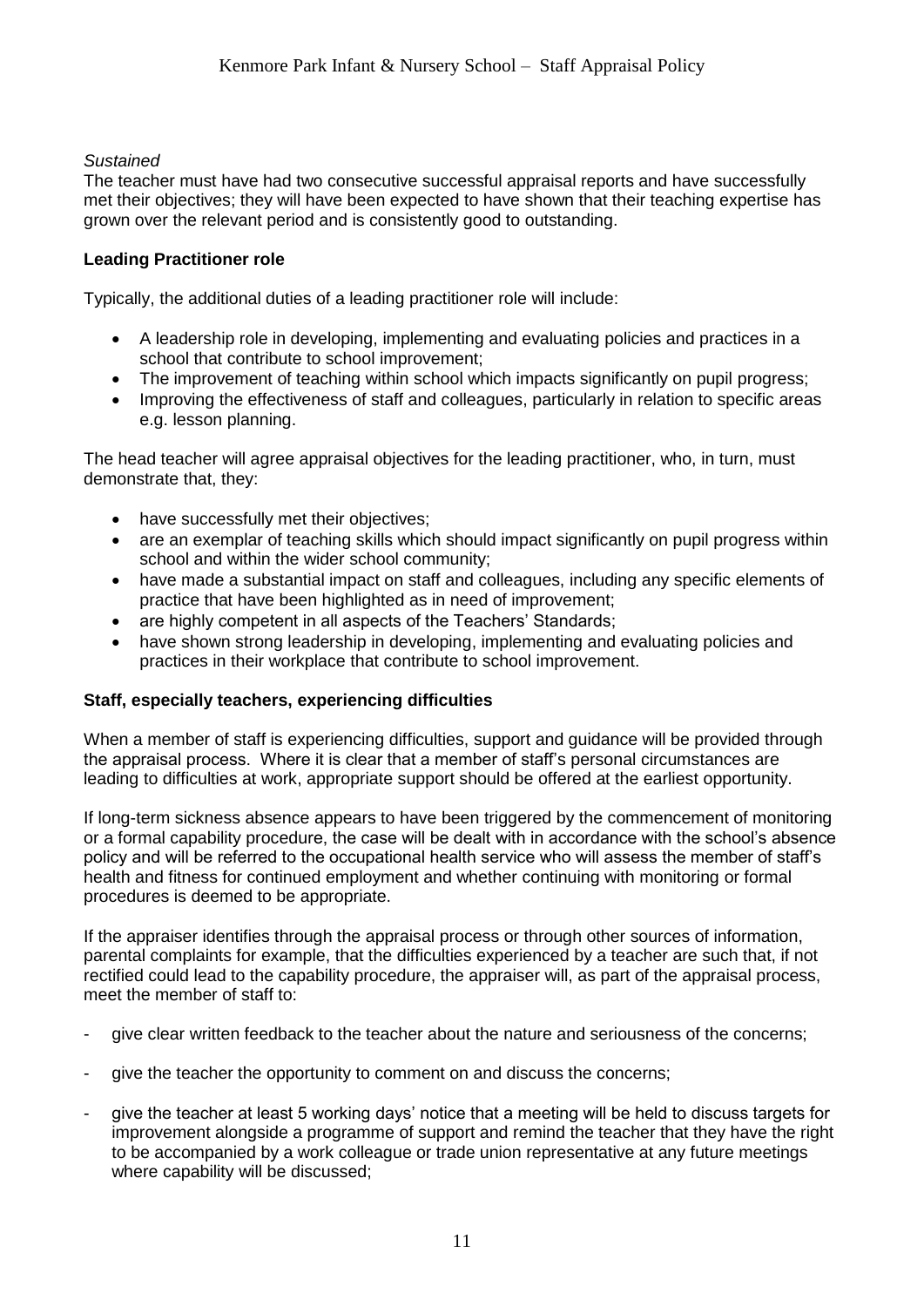*Sustained*

The teacher must have had two consecutive successful appraisal reports and have successfully met their objectives; they will have been expected to have shown that their teaching expertise has grown over the relevant period and is consistently good to outstanding.

**Leading Practitioner role**

Typically, the additional duties of a leading practitioner role will include:

- A leadership role in developing, implementing and evaluating policies and practices in a school that contribute to school improvement;
- The improvement of teaching within school which impacts significantly on pupil progress;
- Improving the effectiveness of staff and colleagues, particularly in relation to specific areas e.g. lesson planning.

The head teacher will agree appraisal objectives for the leading practitioner, who, in turn, must demonstrate that, they:

- have successfully met their objectives;
- are an exemplar of teaching skills which should impact significantly on pupil progress within school and within the wider school community;
- have made a substantial impact on staff and colleagues, including any specific elements of practice that have been highlighted as in need of improvement;
- are highly competent in all aspects of the Teachers' Standards;
- have shown strong leadership in developing, implementing and evaluating policies and practices in their workplace that contribute to school improvement.

**Staff, especially teachers, experiencing difficulties**

When a member of staff is experiencing difficulties, support and guidance will be provided through the appraisal process. Where it is clear that a member of staff's personal circumstances are leading to difficulties at work, appropriate support should be offered at the earliest opportunity.

If long-term sickness absence appears to have been triggered by the commencement of monitoring or a formal capability procedure, the case will be dealt with in accordance with the school's absence policy and will be referred to the occupational health service who will assess the member of staff's health and fitness for continued employment and whether continuing with monitoring or formal procedures is deemed to be appropriate.

If the appraiser identifies through the appraisal process or through other sources of information, parental complaints for example, that the difficulties experienced by a teacher are such that, if not rectified could lead to the capability procedure, the appraiser will, as part of the appraisal process, meet the member of staff to:

- give clear written feedback to the teacher about the nature and seriousness of the concerns;
- give the teacher the opportunity to comment on and discuss the concerns;
- give the teacher at least 5 working days' notice that a meeting will be held to discuss targets for improvement alongside a programme of support and remind the teacher that they have the right to be accompanied by a work colleague or trade union representative at any future meetings where capability will be discussed;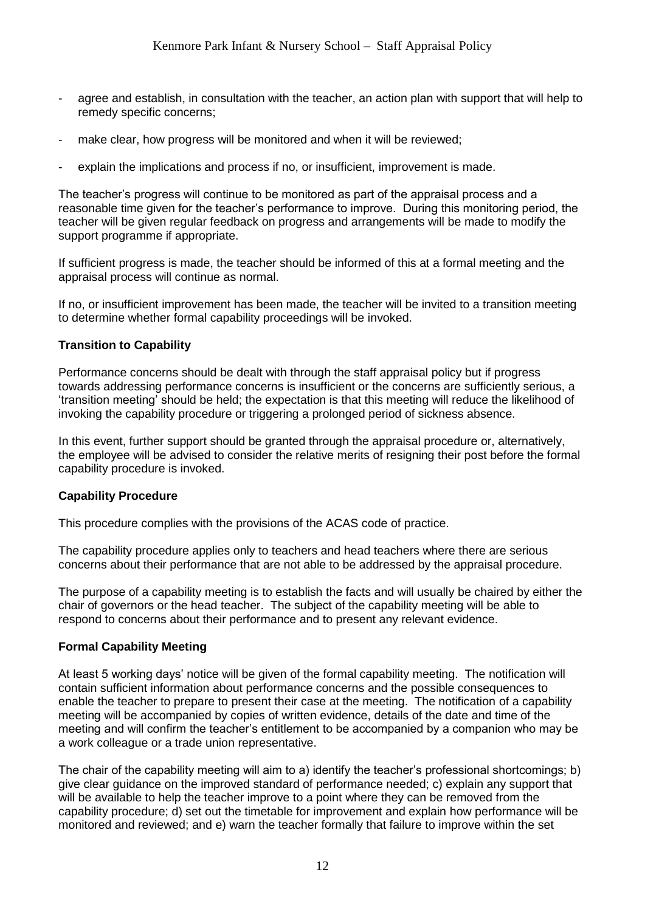- agree and establish, in consultation with the teacher, an action plan with support that will help to remedy specific concerns;

- make clear, how progress will be monitored and when it will be reviewed;

- explain the implications and process if no, or insufficient, improvement is made.

The teacher's progress will continue to be monitored as part of the appraisal process and a reasonable time given for the teacher's performance to improve. During this monitoring period, the teacher will be given regular feedback on progress and arrangements will be made to modify the support programme if appropriate.

If sufficient progress is made, the teacher should be informed of this at a formal meeting and the appraisal process will continue as normal.

If no, or insufficient improvement has been made, the teacher will be invited to a transition meeting to determine whether formal capability proceedings will be invoked.

**Transition to Capability**

Performance concerns should be dealt with through the staff appraisal policy but if progress towards addressing performance concerns is insufficient or the concerns are sufficiently serious, a 'transition meeting' should be held; the expectation is that this meeting will reduce the likelihood of invoking the capability procedure or triggering a prolonged period of sickness absence.

In this event, further support should be granted through the appraisal procedure or, alternatively, the employee will be advised to consider the relative merits of resigning their post before the formal capability procedure is invoked.

**Capability Procedure**

This procedure complies with the provisions of the ACAS code of practice.

The capability procedure applies only to teachers and head teachers where there are serious concerns about their performance that are not able to be addressed by the appraisal procedure.

The purpose of a capability meeting is to establish the facts and will usually be chaired by either the chair of governors or the head teacher. The subject of the capability meeting will be able to respond to concerns about their performance and to present any relevant evidence.

**Formal Capability Meeting**

At least 5 working days' notice will be given of the formal capability meeting. The notification will contain sufficient information about performance concerns and the possible consequences to enable the teacher to prepare to present their case at the meeting. The notification of a capability meeting will be accompanied by copies of written evidence, details of the date and time of the meeting and will confirm the teacher's entitlement to be accompanied by a companion who may be a work colleague or a trade union representative.

The chair of the capability meeting will aim to a) identify the teacher's professional shortcomings; b) give clear guidance on the improved standard of performance needed; c) explain any support that will be available to help the teacher improve to a point where they can be removed from the capability procedure; d) set out the timetable for improvement and explain how performance will be monitored and reviewed; and e) warn the teacher formally that failure to improve within the set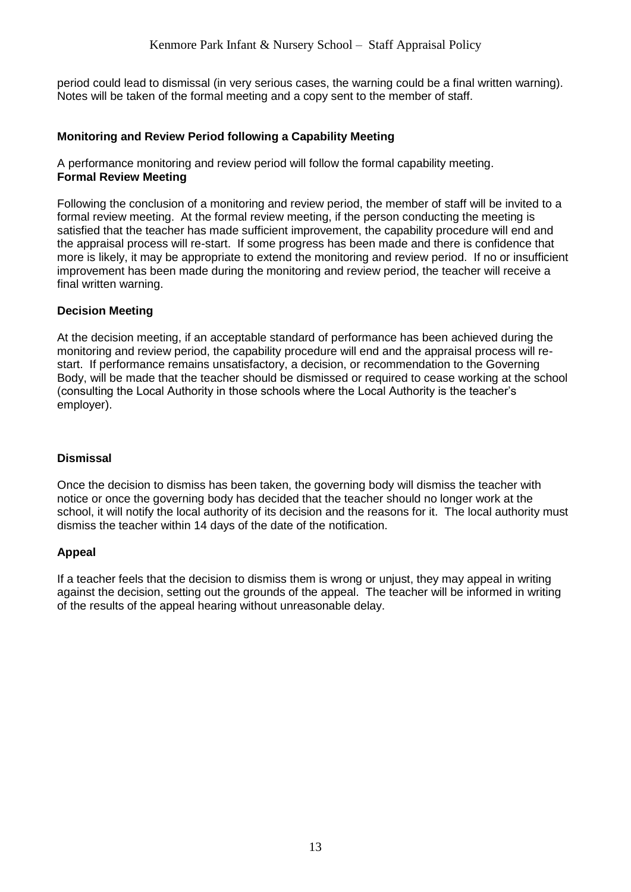period could lead to dismissal (in very serious cases, the warning could be a final written warning). Notes will be taken of the formal meeting and a copy sent to the member of staff.

**Monitoring and Review Period following a Capability Meeting**

A performance monitoring and review period will follow the formal capability meeting.

**Formal Review Meeting**

Following the conclusion of a monitoring and review period, the member of staff will be invited to a formal review meeting. At the formal review meeting, if the person conducting the meeting is satisfied that the teacher has made sufficient improvement, the capability procedure will end and the appraisal process will re-start. If some progress has been made and there is confidence that more is likely, it may be appropriate to extend the monitoring and review period. If no or insufficient improvement has been made during the monitoring and review period, the teacher will receive a final written warning.

**Decision Meeting**

At the decision meeting, if an acceptable standard of performance has been achieved during the monitoring and review period, the capability procedure will end and the appraisal process will re-start. If performance remains unsatisfactory, a decision, or recommendation to the Governing Body, will be made that the teacher should be dismissed or required to cease working at the school (consulting the Local Authority in those schools where the Local Authority is the teacher's employer).

**Dismissal**

Once the decision to dismiss has been taken, the governing body will dismiss the teacher with notice or once the governing body has decided that the teacher should no longer work at the school, it will notify the local authority of its decision and the reasons for it. The local authority must dismiss the teacher within 14 days of the date of the notification.

**Appeal**

If a teacher feels that the decision to dismiss them is wrong or unjust, they may appeal in writing against the decision, setting out the grounds of the appeal. The teacher will be informed in writing of the results of the appeal hearing without unreasonable delay.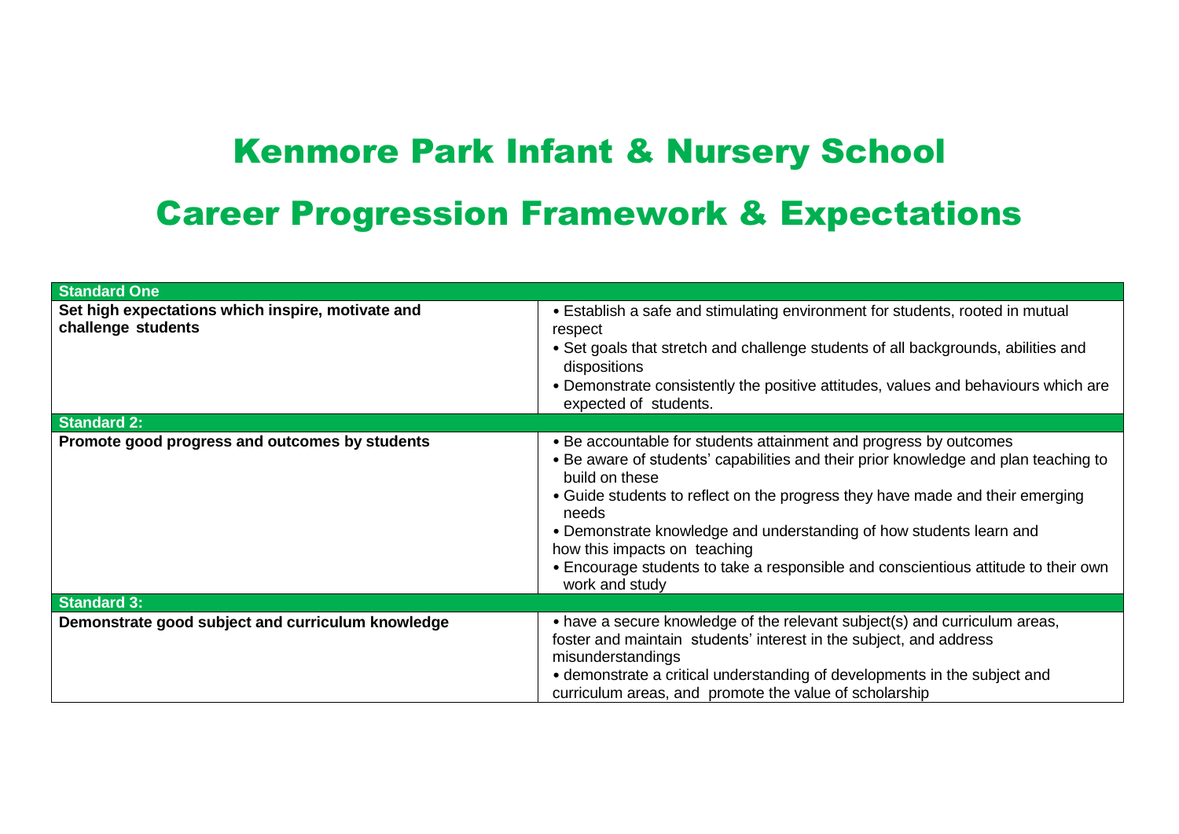# Kenmore Park Infant & Nursery School

# Career Progression Framework & Expectations

| **Standard One** | |
|---|---|
| **Set high expectations which inspire, motivate and challenge students** | • Establish a safe and stimulating environment for students, rooted in mutual respect<br>• Set goals that stretch and challenge students of all backgrounds, abilities and dispositions<br>• Demonstrate consistently the positive attitudes, values and behaviours which are expected of students. |
| **Standard 2:** | |
| **Promote good progress and outcomes by students** | • Be accountable for students attainment and progress by outcomes<br>• Be aware of students' capabilities and their prior knowledge and plan teaching to build on these<br>• Guide students to reflect on the progress they have made and their emerging needs<br>• Demonstrate knowledge and understanding of how students learn and how this impacts on teaching<br>• Encourage students to take a responsible and conscientious attitude to their own work and study |
| **Standard 3:** | |
| **Demonstrate good subject and curriculum knowledge** | • have a secure knowledge of the relevant subject(s) and curriculum areas, foster and maintain students' interest in the subject, and address misunderstandings<br>• demonstrate a critical understanding of developments in the subject and curriculum areas, and promote the value of scholarship |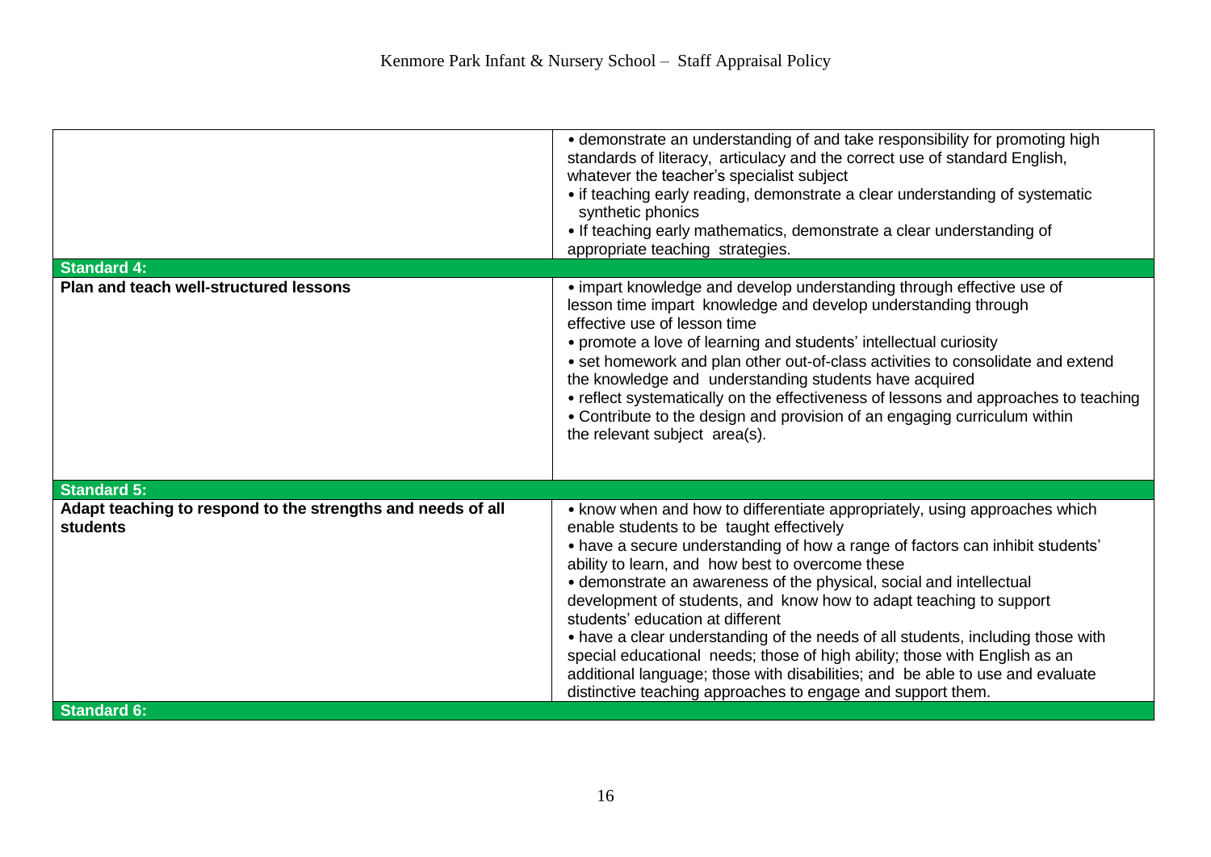| | |
|---|---|
| | • demonstrate an understanding of and take responsibility for promoting high standards of literacy, articulacy and the correct use of standard English, whatever the teacher's specialist subject<br>• if teaching early reading, demonstrate a clear understanding of systematic synthetic phonics<br>• If teaching early mathematics, demonstrate a clear understanding of appropriate teaching strategies. |
| **Standard 4:** | |
| **Plan and teach well-structured lessons** | • impart knowledge and develop understanding through effective use of lesson time impart knowledge and develop understanding through effective use of lesson time<br>• promote a love of learning and students' intellectual curiosity<br>• set homework and plan other out-of-class activities to consolidate and extend the knowledge and understanding students have acquired<br>• reflect systematically on the effectiveness of lessons and approaches to teaching<br>• Contribute to the design and provision of an engaging curriculum within the relevant subject area(s). |
| **Standard 5:** | |
| **Adapt teaching to respond to the strengths and needs of all students** | • know when and how to differentiate appropriately, using approaches which enable students to be taught effectively<br>• have a secure understanding of how a range of factors can inhibit students' ability to learn, and how best to overcome these<br>• demonstrate an awareness of the physical, social and intellectual development of students, and know how to adapt teaching to support students' education at different<br>• have a clear understanding of the needs of all students, including those with special educational needs; those of high ability; those with English as an additional language; those with disabilities; and be able to use and evaluate distinctive teaching approaches to engage and support them. |
| **Standard 6:** | |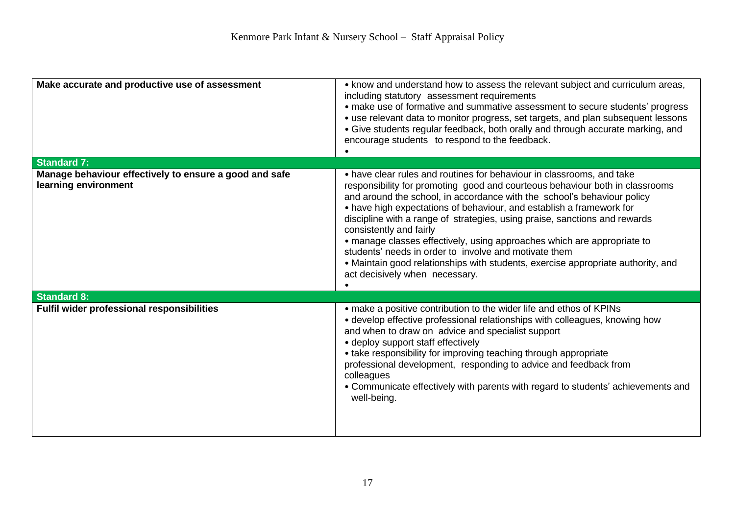| | |
|---|---|
| **Make accurate and productive use of assessment** | • know and understand how to assess the relevant subject and curriculum areas, including statutory assessment requirements<br>• make use of formative and summative assessment to secure students' progress<br>• use relevant data to monitor progress, set targets, and plan subsequent lessons<br>• Give students regular feedback, both orally and through accurate marking, and encourage students to respond to the feedback.<br>• |
| **Standard 7:** | |
| **Manage behaviour effectively to ensure a good and safe learning environment** | • have clear rules and routines for behaviour in classrooms, and take responsibility for promoting good and courteous behaviour both in classrooms and around the school, in accordance with the school's behaviour policy<br>• have high expectations of behaviour, and establish a framework for discipline with a range of strategies, using praise, sanctions and rewards consistently and fairly<br>• manage classes effectively, using approaches which are appropriate to students' needs in order to involve and motivate them<br>• Maintain good relationships with students, exercise appropriate authority, and act decisively when necessary.<br>• |
| **Standard 8:** | |
| **Fulfil wider professional responsibilities** | • make a positive contribution to the wider life and ethos of KPINs<br>• develop effective professional relationships with colleagues, knowing how and when to draw on advice and specialist support<br>• deploy support staff effectively<br>• take responsibility for improving teaching through appropriate professional development, responding to advice and feedback from colleagues<br>• Communicate effectively with parents with regard to students' achievements and well-being. |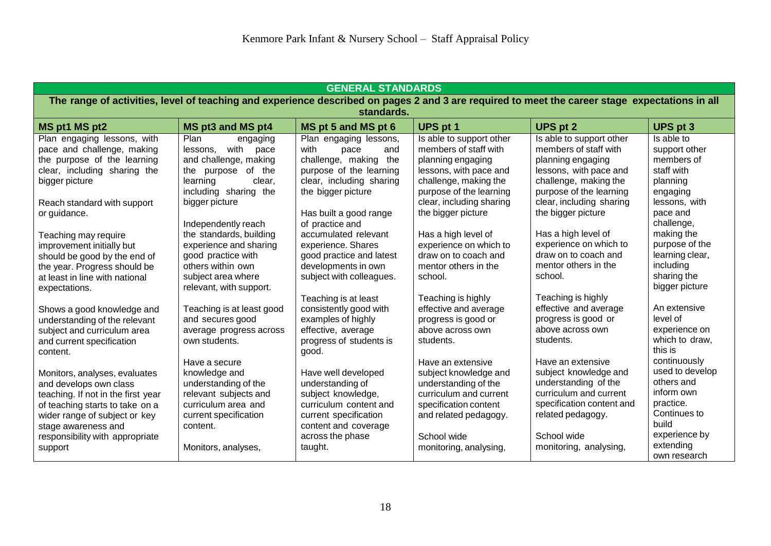| GENERAL STANDARDS | | | | | |
|---|---|---|---|---|---|
| The range of activities, level of teaching and experience described on pages 2 and 3 are required to meet the career stage expectations in all standards. | | | | | |
| **MS pt1 MS pt2** | **MS pt3 and MS pt4** | **MS pt 5 and MS pt 6** | **UPS pt 1** | **UPS pt 2** | **UPS pt 3** |
| Plan engaging lessons, with pace and challenge, making the purpose of the learning clear, including sharing the bigger picture<br><br>Reach standard with support or guidance.<br><br>Teaching may require improvement initially but should be good by the end of the year. Progress should be at least in line with national expectations.<br><br>Shows a good knowledge and understanding of the relevant subject and curriculum area and current specification content.<br><br>Monitors, analyses, evaluates and develops own class teaching. If not in the first year of teaching starts to take on a wider range of subject or key stage awareness and responsibility with appropriate support | Plan engaging lessons, with pace and challenge, making the purpose of the learning clear, including sharing the bigger picture<br><br>Independently reach the standards, building experience and sharing good practice with others within own subject area where relevant, with support.<br><br>Teaching is at least good and secures good average progress across own students.<br><br>Have a secure knowledge and understanding of the relevant subjects and curriculum area and current specification content.<br><br>Monitors, analyses, | Plan engaging lessons, with pace and challenge, making the purpose of the learning clear, including sharing the bigger picture<br><br>Has built a good range of practice and accumulated relevant experience. Shares good practice and latest developments in own subject with colleagues.<br><br>Teaching is at least consistently good with examples of highly effective, average progress of students is good.<br><br>Have well developed understanding of subject knowledge, curriculum content and current specification content and coverage across the phase taught. | Is able to support other members of staff with planning engaging lessons, with pace and challenge, making the purpose of the learning clear, including sharing the bigger picture<br><br>Has a high level of experience on which to draw on to coach and mentor others in the school.<br><br>Teaching is highly effective and average progress is good or above across own students.<br><br>Have an extensive subject knowledge and understanding of the curriculum and current specification content and related pedagogy.<br><br>School wide monitoring, analysing, | Is able to support other members of staff with planning engaging lessons, with pace and challenge, making the purpose of the learning clear, including sharing the bigger picture<br><br>Has a high level of experience on which to draw on to coach and mentor others in the school.<br><br>Teaching is highly effective and average progress is good or above across own students.<br><br>Have an extensive subject knowledge and understanding of the curriculum and current specification content and related pedagogy.<br><br>School wide monitoring, analysing, | Is able to support other members of staff with planning engaging lessons, with pace and challenge, making the purpose of the learning clear, including sharing the bigger picture<br><br>An extensive level of experience on which to draw, this is continuously used to develop others and inform own practice. Continues to build experience by extending own research |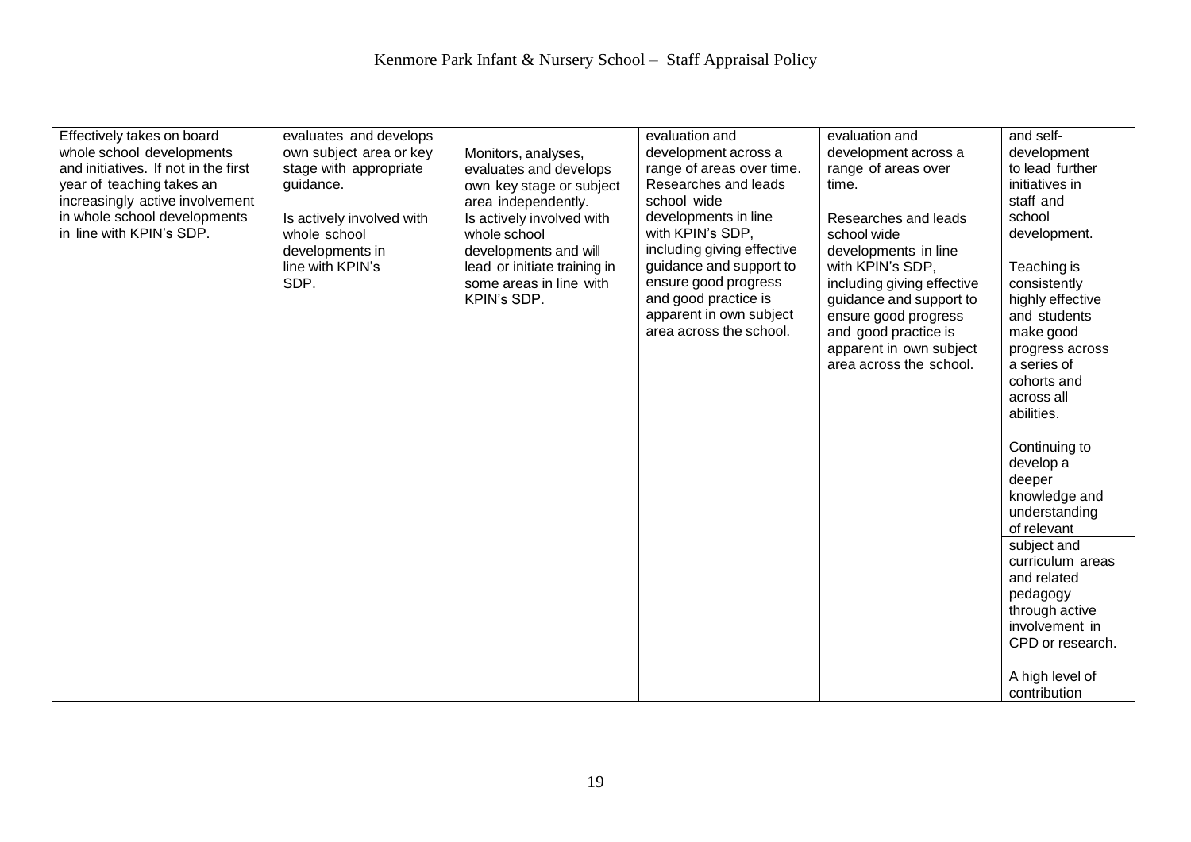| | | | | | |
|---|---|---|---|---|---|
| Effectively takes on board whole school developments and initiatives. If not in the first year of teaching takes an increasingly active involvement in whole school developments in line with KPIN's SDP. | evaluates and develops own subject area or key stage with appropriate guidance.<br><br>Is actively involved with whole school developments in line with KPIN's SDP. | Monitors, analyses, evaluates and develops own key stage or subject area independently. Is actively involved with whole school developments and will lead or initiate training in some areas in line with KPIN's SDP. | evaluation and development across a range of areas over time. Researches and leads school wide developments in line with KPIN's SDP, including giving effective guidance and support to ensure good progress and good practice is apparent in own subject area across the school. | evaluation and development across a range of areas over time.<br><br>Researches and leads school wide developments in line with KPIN's SDP, including giving effective guidance and support to ensure good progress and good practice is apparent in own subject area across the school. | and self-development to lead further initiatives in staff and school development.<br><br>Teaching is consistently highly effective and students make good progress across a series of cohorts and across all abilities.<br><br>Continuing to develop a deeper knowledge and understanding of relevant subject and curriculum areas and related pedagogy through active involvement in CPD or research.<br><br>A high level of contribution |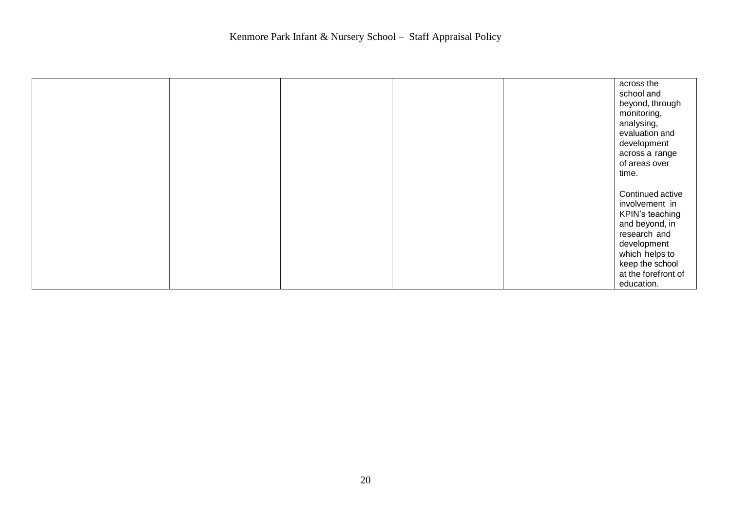| | | | | | |
|---|---|---|---|---|---|
| | | | | | across the school and beyond, through monitoring, analysing, evaluation and development across a range of areas over time.<br><br>Continued active involvement in KPIN's teaching and beyond, in research and development which helps to keep the school at the forefront of education. |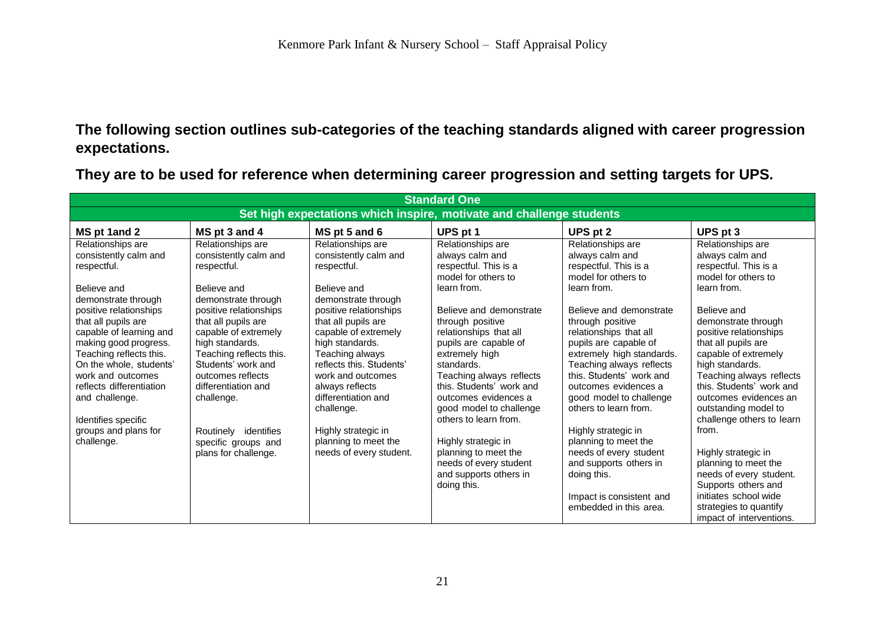**The following section outlines sub-categories of the teaching standards aligned with career progression expectations.**

**They are to be used for reference when determining career progression and setting targets for UPS.**

| **Standard One** | | | | | |
|---|---|---|---|---|---|
| **Set high expectations which inspire, motivate and challenge students** | | | | | |
| **MS pt 1and 2** | **MS pt 3 and 4** | **MS pt 5 and 6** | **UPS pt 1** | **UPS pt 2** | **UPS pt 3** |
| Relationships are consistently calm and respectful.<br><br>Believe and demonstrate through positive relationships that all pupils are capable of learning and making good progress. Teaching reflects this. On the whole, students' work and outcomes reflects differentiation and challenge.<br><br>Identifies specific groups and plans for challenge. | Relationships are consistently calm and respectful.<br><br>Believe and demonstrate through positive relationships that all pupils are capable of extremely high standards. Teaching reflects this. Students' work and outcomes reflects differentiation and challenge.<br><br>Routinely identifies specific groups and plans for challenge. | Relationships are consistently calm and respectful.<br><br>Believe and demonstrate through positive relationships that all pupils are capable of extremely high standards. Teaching always reflects this. Students' work and outcomes always reflects differentiation and challenge.<br><br>Highly strategic in planning to meet the needs of every student. | Relationships are always calm and respectful. This is a model for others to learn from.<br><br>Believe and demonstrate through positive relationships that all pupils are capable of extremely high standards. Teaching always reflects this. Students' work and outcomes evidences a good model to challenge others to learn from.<br><br>Highly strategic in planning to meet the needs of every student and supports others in doing this. | Relationships are always calm and respectful. This is a model for others to learn from.<br><br>Believe and demonstrate through positive relationships that all pupils are capable of extremely high standards. Teaching always reflects this. Students' work and outcomes evidences a good model to challenge others to learn from.<br><br>Highly strategic in planning to meet the needs of every student and supports others in doing this.<br><br>Impact is consistent and embedded in this area. | Relationships are always calm and respectful. This is a model for others to learn from.<br><br>Believe and demonstrate through positive relationships that all pupils are capable of extremely high standards. Teaching always reflects this. Students' work and outcomes evidences an outstanding model to challenge others to learn from.<br><br>Highly strategic in planning to meet the needs of every student. Supports others and initiates school wide strategies to quantify impact of interventions. |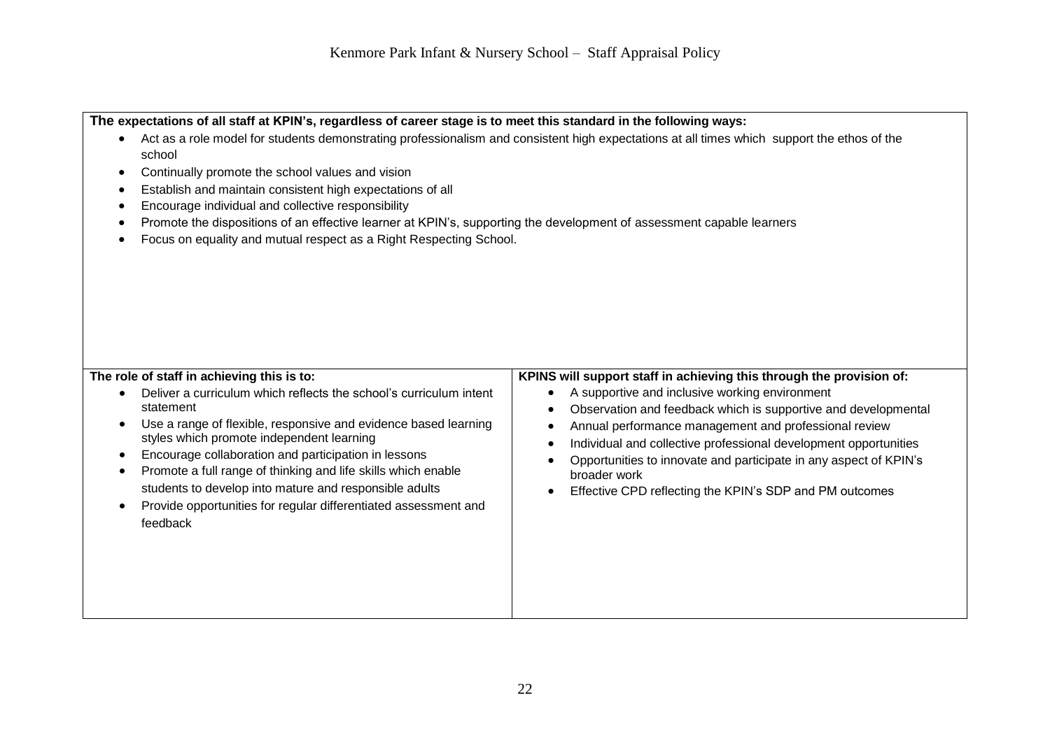**The expectations of all staff at KPIN's, regardless of career stage is to meet this standard in the following ways:**

- Act as a role model for students demonstrating professionalism and consistent high expectations at all times which support the ethos of the school
- Continually promote the school values and vision
- Establish and maintain consistent high expectations of all
- Encourage individual and collective responsibility
- Promote the dispositions of an effective learner at KPIN's, supporting the development of assessment capable learners
- Focus on equality and mutual respect as a Right Respecting School.

| The role of staff in achieving this is to: | KPINS will support staff in achieving this through the provision of: |
|---|---|
| • Deliver a curriculum which reflects the school's curriculum intent statement<br>• Use a range of flexible, responsive and evidence based learning styles which promote independent learning<br>• Encourage collaboration and participation in lessons<br>• Promote a full range of thinking and life skills which enable students to develop into mature and responsible adults<br>• Provide opportunities for regular differentiated assessment and feedback | • A supportive and inclusive working environment<br>• Observation and feedback which is supportive and developmental<br>• Annual performance management and professional review<br>• Individual and collective professional development opportunities<br>• Opportunities to innovate and participate in any aspect of KPIN's broader work<br>• Effective CPD reflecting the KPIN's SDP and PM outcomes |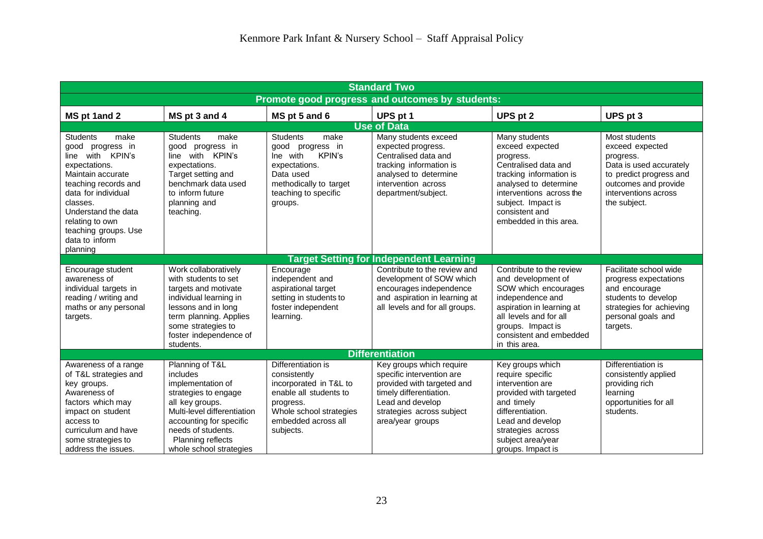| Standard Two | | | | | |
|---|---|---|---|---|---|
| **Promote good progress and outcomes by students:** | | | | | |
| **MS pt 1and 2** | **MS pt 3 and 4** | **MS pt 5 and 6** | **UPS pt 1** | **UPS pt 2** | **UPS pt 3** |
| **Use of Data** | | | | | |
| Students make good progress in line with KPIN's expectations. Maintain accurate teaching records and data for individual classes. Understand the data relating to own teaching groups. Use data to inform planning | Students make good progress in line with KPIN's expectations. Target setting and benchmark data used to inform future planning and teaching. | Students make good progress in lne with KPIN's expectations. Data used methodically to target teaching to specific groups. | Many students exceed expected progress. Centralised data and tracking information is analysed to determine intervention across department/subject. | Many students exceed expected progress. Centralised data and tracking information is analysed to determine interventions across the subject. Impact is consistent and embedded in this area. | Most students exceed expected progress. Data is used accurately to predict progress and outcomes and provide interventions across the subject. |
| **Target Setting for Independent Learning** | | | | | |
| Encourage student awareness of individual targets in reading / writing and maths or any personal targets. | Work collaboratively with students to set targets and motivate individual learning in lessons and in long term planning. Applies some strategies to foster independence of students. | Encourage independent and aspirational target setting in students to foster independent learning. | Contribute to the review and development of SOW which encourages independence and aspiration in learning at all levels and for all groups. | Contribute to the review and development of SOW which encourages independence and aspiration in learning at all levels and for all groups. Impact is consistent and embedded in this area. | Facilitate school wide progress expectations and encourage students to develop strategies for achieving personal goals and targets. |
| **Differentiation** | | | | | |
| Awareness of a range of T&L strategies and key groups. Awareness of factors which may impact on student access to curriculum and have some strategies to address the issues. | Planning of T&L includes implementation of strategies to engage all key groups. Multi-level differentiation accounting for specific needs of students. Planning reflects whole school strategies | Differentiation is consistently incorporated in T&L to enable all students to progress. Whole school strategies embedded across all subjects. | Key groups which require specific intervention are provided with targeted and timely differentiation. Lead and develop strategies across subject area/year groups | Key groups which require specific intervention are provided with targeted and timely differentiation. Lead and develop strategies across subject area/year groups. Impact is | Differentiation is consistently applied providing rich learning opportunities for all students. |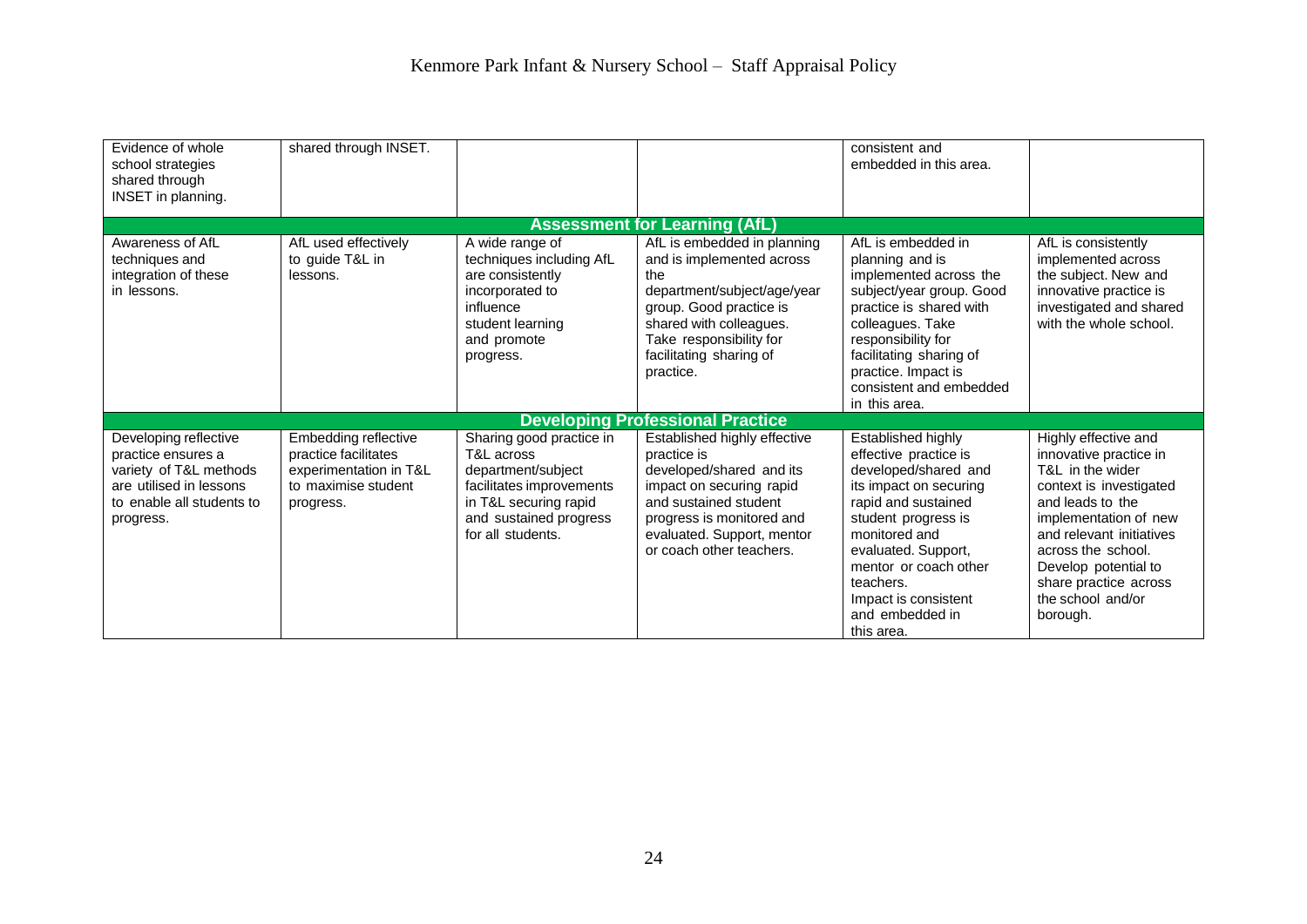| | | | | | |
|---|---|---|---|---|---|
| Evidence of whole school strategies shared through INSET in planning. | shared through INSET. | | | consistent and embedded in this area. | |
| **Assessment for Learning (AfL)** | | | | | |
| Awareness of AfL techniques and integration of these in lessons. | AfL used effectively to guide T&L in lessons. | A wide range of techniques including AfL are consistently incorporated to influence student learning and promote progress. | AfL is embedded in planning and is implemented across the department/subject/age/year group. Good practice is shared with colleagues. Take responsibility for facilitating sharing of practice. | AfL is embedded in planning and is implemented across the subject/year group. Good practice is shared with colleagues. Take responsibility for facilitating sharing of practice. Impact is consistent and embedded in this area. | AfL is consistently implemented across the subject. New and innovative practice is investigated and shared with the whole school. |
| **Developing Professional Practice** | | | | | |
| Developing reflective practice ensures a variety of T&L methods are utilised in lessons to enable all students to progress. | Embedding reflective practice facilitates experimentation in T&L to maximise student progress. | Sharing good practice in T&L across department/subject facilitates improvements in T&L securing rapid and sustained progress for all students. | Established highly effective practice is developed/shared and its impact on securing rapid and sustained student progress is monitored and evaluated. Support, mentor or coach other teachers. | Established highly effective practice is developed/shared and its impact on securing rapid and sustained student progress is monitored and evaluated. Support, mentor or coach other teachers. Impact is consistent and embedded in this area. | Highly effective and innovative practice in T&L in the wider context is investigated and leads to the implementation of new and relevant initiatives across the school. Develop potential to share practice across the school and/or borough. |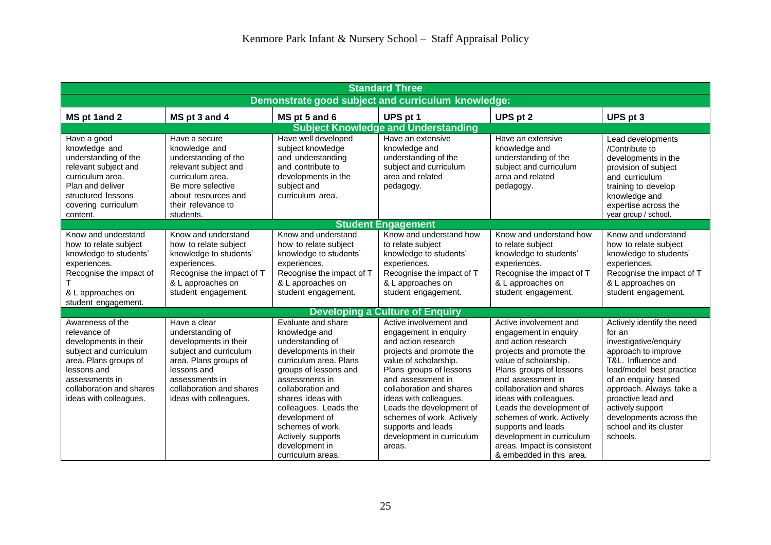| Standard Three | | | | | |
|---|---|---|---|---|---|
| **Demonstrate good subject and curriculum knowledge:** | | | | | |
| **MS pt 1and 2** | **MS pt 3 and 4** | **MS pt 5 and 6** | **UPS pt 1** | **UPS pt 2** | **UPS pt 3** |
| **Subject Knowledge and Understanding** | | | | | |
| Have a good knowledge and understanding of the relevant subject and curriculum area. Plan and deliver structured lessons covering curriculum content. | Have a secure knowledge and understanding of the relevant subject and curriculum area. Be more selective about resources and their relevance to students. | Have well developed subject knowledge and understanding and contribute to developments in the subject and curriculum area. | Have an extensive knowledge and understanding of the subject and curriculum area and related pedagogy. | Have an extensive knowledge and understanding of the subject and curriculum area and related pedagogy. | Lead developments /Contribute to developments in the provision of subject and curriculum training to develop knowledge and expertise across the year group / school. |
| **Student Engagement** | | | | | |
| Know and understand how to relate subject knowledge to students' experiences. Recognise the impact of T & L approaches on student engagement. | Know and understand how to relate subject knowledge to students' experiences. Recognise the impact of T & L approaches on student engagement. | Know and understand how to relate subject knowledge to students' experiences. Recognise the impact of T & L approaches on student engagement. | Know and understand how to relate subject knowledge to students' experiences. Recognise the impact of T & L approaches on student engagement. | Know and understand how to relate subject knowledge to students' experiences. Recognise the impact of T & L approaches on student engagement. | Know and understand how to relate subject knowledge to students' experiences. Recognise the impact of T & L approaches on student engagement. |
| **Developing a Culture of Enquiry** | | | | | |
| Awareness of the relevance of developments in their subject and curriculum area. Plans groups of lessons and assessments in collaboration and shares ideas with colleagues. | Have a clear understanding of developments in their subject and curriculum area. Plans groups of lessons and assessments in collaboration and shares ideas with colleagues. | Evaluate and share knowledge and understanding of developments in their curriculum area. Plans groups of lessons and assessments in collaboration and shares ideas with colleagues. Leads the development of schemes of work. Actively supports development in curriculum areas. | Active involvement and engagement in enquiry and action research projects and promote the value of scholarship. Plans groups of lessons and assessment in collaboration and shares ideas with colleagues. Leads the development of schemes of work. Actively supports and leads development in curriculum areas. | Active involvement and engagement in enquiry and action research projects and promote the value of scholarship. Plans groups of lessons and assessment in collaboration and shares ideas with colleagues. Leads the development of schemes of work. Actively supports and leads development in curriculum areas. Impact is consistent & embedded in this area. | Actively identify the need for an investigative/enquiry approach to improve T&L. Influence and lead/model best practice of an enquiry based approach. Always take a proactive lead and actively support developments across the school and its cluster schools. |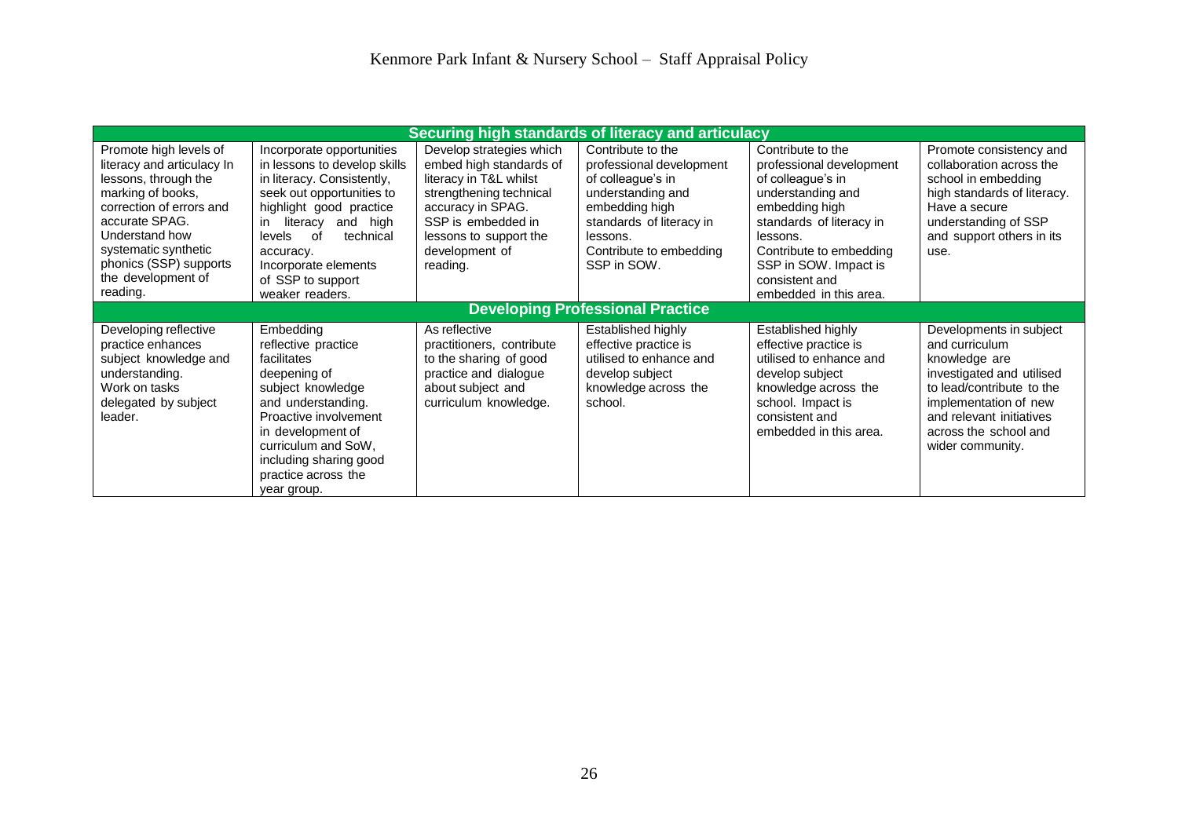| Securing high standards of literacy and articulacy | | | | | |
|---|---|---|---|---|---|
| Promote high levels of literacy and articulacy In lessons, through the marking of books, correction of errors and accurate SPAG. Understand how systematic synthetic phonics (SSP) supports the development of reading. | Incorporate opportunities in lessons to develop skills in literacy. Consistently, seek out opportunities to highlight good practice in literacy and high levels of technical accuracy. Incorporate elements of SSP to support weaker readers. | Develop strategies which embed high standards of literacy in T&L whilst strengthening technical accuracy in SPAG. SSP is embedded in lessons to support the development of reading. | Contribute to the professional development of colleague's in understanding and embedding high standards of literacy in lessons. Contribute to embedding SSP in SOW. | Contribute to the professional development of colleague's in understanding and embedding high standards of literacy in lessons. Contribute to embedding SSP in SOW. Impact is consistent and embedded in this area. | Promote consistency and collaboration across the school in embedding high standards of literacy. Have a secure understanding of SSP and support others in its use. |
| **Developing Professional Practice** | | | | | |
| Developing reflective practice enhances subject knowledge and understanding. Work on tasks delegated by subject leader. | Embedding reflective practice facilitates deepening of subject knowledge and understanding. Proactive involvement in development of curriculum and SoW, including sharing good practice across the year group. | As reflective practitioners, contribute to the sharing of good practice and dialogue about subject and curriculum knowledge. | Established highly effective practice is utilised to enhance and develop subject knowledge across the school. | Established highly effective practice is utilised to enhance and develop subject knowledge across the school. Impact is consistent and embedded in this area. | Developments in subject and curriculum knowledge are investigated and utilised to lead/contribute to the implementation of new and relevant initiatives across the school and wider community. |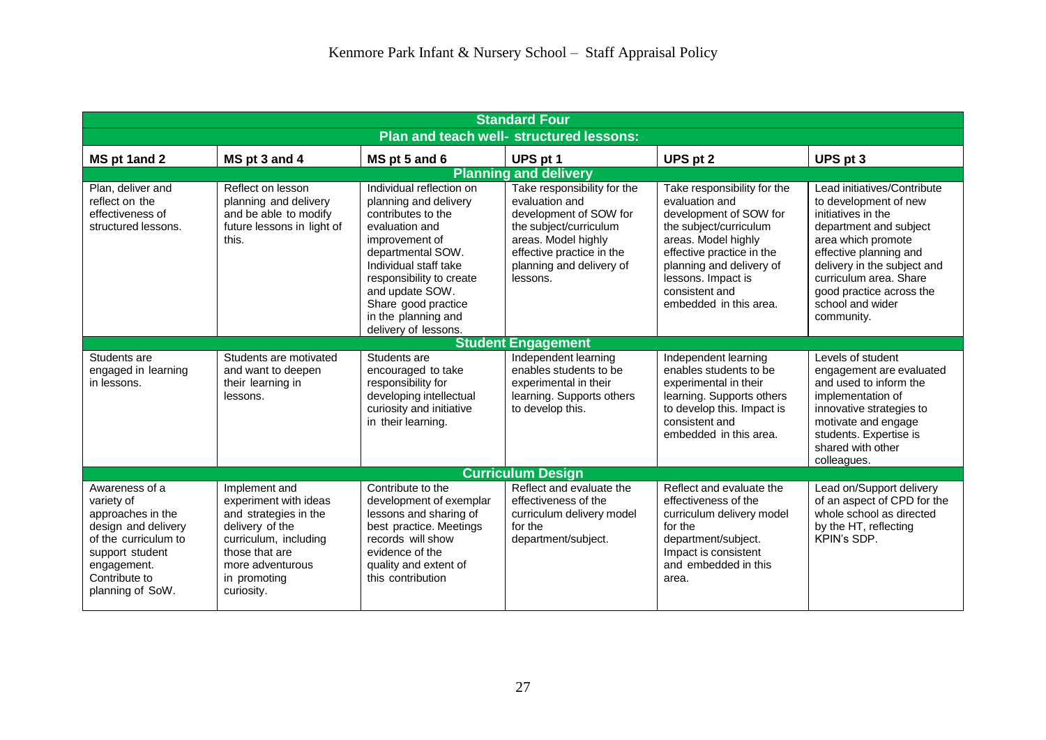| Standard Four | | | | | |
|---|---|---|---|---|---|
| **Plan and teach well- structured lessons:** | | | | | |
| **MS pt 1and 2** | **MS pt 3 and 4** | **MS pt 5 and 6** | **UPS pt 1** | **UPS pt 2** | **UPS pt 3** |
| **Planning and delivery** | | | | | |
| Plan, deliver and reflect on the effectiveness of structured lessons. | Reflect on lesson planning and delivery and be able to modify future lessons in light of this. | Individual reflection on planning and delivery contributes to the evaluation and improvement of departmental SOW. Individual staff take responsibility to create and update SOW. Share good practice in the planning and delivery of lessons. | Take responsibility for the evaluation and development of SOW for the subject/curriculum areas. Model highly effective practice in the planning and delivery of lessons. | Take responsibility for the evaluation and development of SOW for the subject/curriculum areas. Model highly effective practice in the planning and delivery of lessons. Impact is consistent and embedded in this area. | Lead initiatives/Contribute to development of new initiatives in the department and subject area which promote effective planning and delivery in the subject and curriculum area. Share good practice across the school and wider community. |
| **Student Engagement** | | | | | |
| Students are engaged in learning in lessons. | Students are motivated and want to deepen their learning in lessons. | Students are encouraged to take responsibility for developing intellectual curiosity and initiative in their learning. | Independent learning enables students to be experimental in their learning. Supports others to develop this. | Independent learning enables students to be experimental in their learning. Supports others to develop this. Impact is consistent and embedded in this area. | Levels of student engagement are evaluated and used to inform the implementation of innovative strategies to motivate and engage students. Expertise is shared with other colleagues. |
| **Curriculum Design** | | | | | |
| Awareness of a variety of approaches in the design and delivery of the curriculum to support student engagement. Contribute to planning of SoW. | Implement and experiment with ideas and strategies in the delivery of the curriculum, including those that are more adventurous in promoting curiosity. | Contribute to the development of exemplar lessons and sharing of best practice. Meetings records will show evidence of the quality and extent of this contribution | Reflect and evaluate the effectiveness of the curriculum delivery model for the department/subject. | Reflect and evaluate the effectiveness of the curriculum delivery model for the department/subject. Impact is consistent and embedded in this area. | Lead on/Support delivery of an aspect of CPD for the whole school as directed by the HT, reflecting KPIN's SDP. |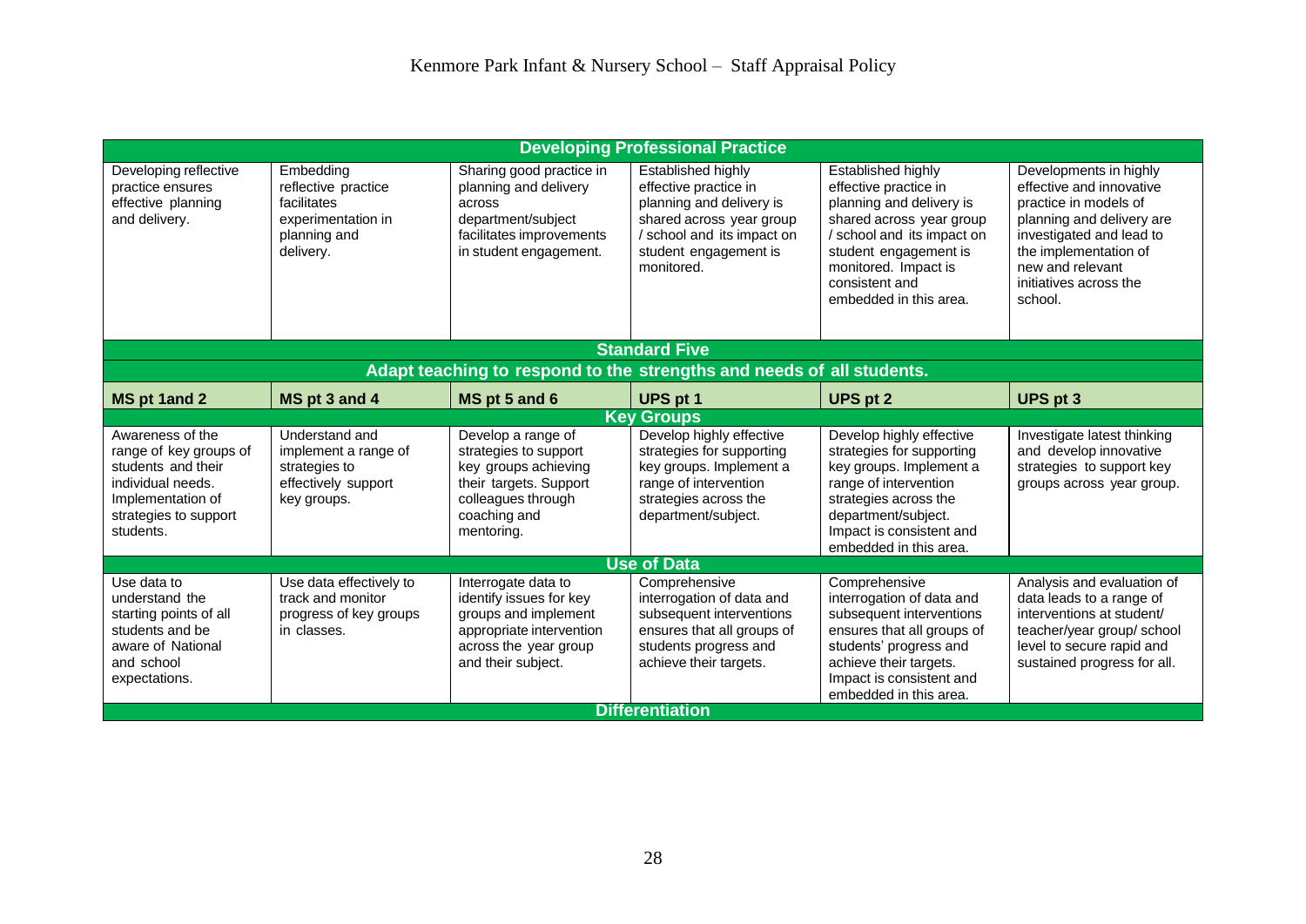| Developing Professional Practice | | | | | |
|---|---|---|---|---|---|
| Developing reflective practice ensures effective planning and delivery. | Embedding reflective practice facilitates experimentation in planning and delivery. | Sharing good practice in planning and delivery across department/subject facilitates improvements in student engagement. | Established highly effective practice in planning and delivery is shared across year group / school and its impact on student engagement is monitored. | Established highly effective practice in planning and delivery is shared across year group / school and its impact on student engagement is monitored. Impact is consistent and embedded in this area. | Developments in highly effective and innovative practice in models of planning and delivery are investigated and lead to the implementation of new and relevant initiatives across the school. |
| **Standard Five** | | | | | |
| **Adapt teaching to respond to the strengths and needs of all students.** | | | | | |
| **MS pt 1and 2** | **MS pt 3 and 4** | **MS pt 5 and 6** | **UPS pt 1** | **UPS pt 2** | **UPS pt 3** |
| **Key Groups** | | | | | |
| Awareness of the range of key groups of students and their individual needs. Implementation of strategies to support students. | Understand and implement a range of strategies to effectively support key groups. | Develop a range of strategies to support key groups achieving their targets. Support colleagues through coaching and mentoring. | Develop highly effective strategies for supporting key groups. Implement a range of intervention strategies across the department/subject. | Develop highly effective strategies for supporting key groups. Implement a range of intervention strategies across the department/subject. Impact is consistent and embedded in this area. | Investigate latest thinking and develop innovative strategies to support key groups across year group. |
| **Use of Data** | | | | | |
| Use data to understand the starting points of all students and be aware of National and school expectations. | Use data effectively to track and monitor progress of key groups in classes. | Interrogate data to identify issues for key groups and implement appropriate intervention across the year group and their subject. | Comprehensive interrogation of data and subsequent interventions ensures that all groups of students progress and achieve their targets. | Comprehensive interrogation of data and subsequent interventions ensures that all groups of students' progress and achieve their targets. Impact is consistent and embedded in this area. | Analysis and evaluation of data leads to a range of interventions at student/ teacher/year group/ school level to secure rapid and sustained progress for all. |
| **Differentiation** | | | | | |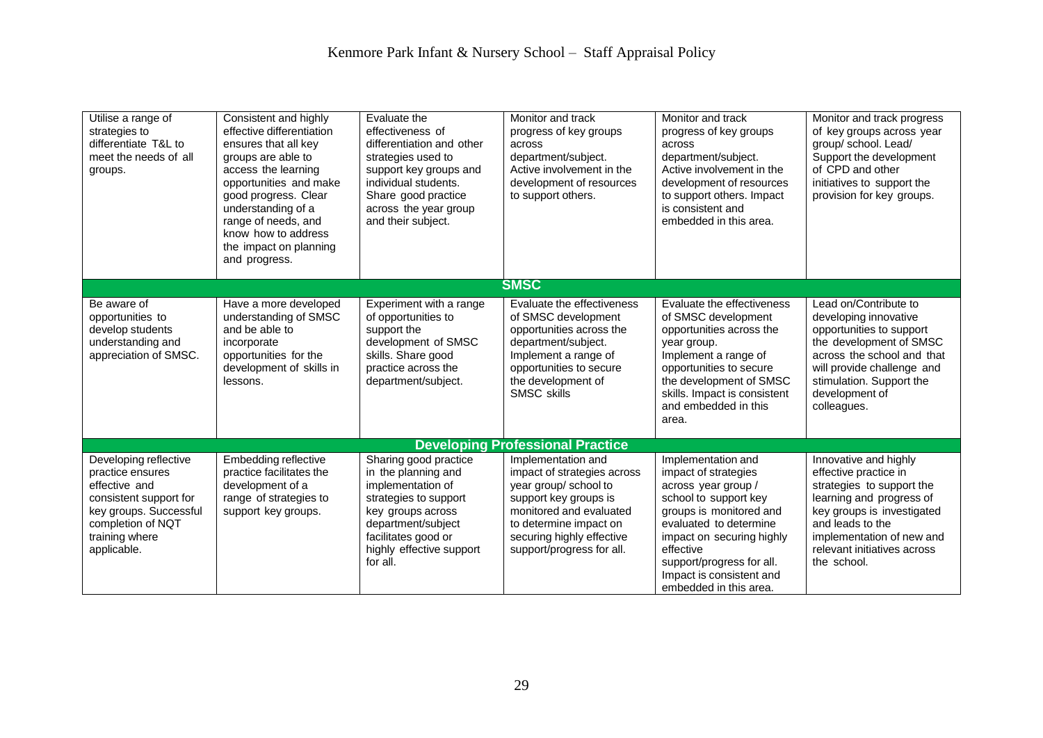| | | | | | |
|---|---|---|---|---|---|
| Utilise a range of strategies to differentiate T&L to meet the needs of all groups. | Consistent and highly effective differentiation ensures that all key groups are able to access the learning opportunities and make good progress. Clear understanding of a range of needs, and know how to address the impact on planning and progress. | Evaluate the effectiveness of differentiation and other strategies used to support key groups and individual students. Share good practice across the year group and their subject. | Monitor and track progress of key groups across department/subject. Active involvement in the development of resources to support others. | Monitor and track progress of key groups across department/subject. Active involvement in the development of resources to support others. Impact is consistent and embedded in this area. | Monitor and track progress of key groups across year group/ school. Lead/ Support the development of CPD and other initiatives to support the provision for key groups. |
| **SMSC** | | | | | |
| Be aware of opportunities to develop students understanding and appreciation of SMSC. | Have a more developed understanding of SMSC and be able to incorporate opportunities for the development of skills in lessons. | Experiment with a range of opportunities to support the development of SMSC skills. Share good practice across the department/subject. | Evaluate the effectiveness of SMSC development opportunities across the department/subject. Implement a range of opportunities to secure the development of SMSC skills | Evaluate the effectiveness of SMSC development opportunities across the year group. Implement a range of opportunities to secure the development of SMSC skills. Impact is consistent and embedded in this area. | Lead on/Contribute to developing innovative opportunities to support the development of SMSC across the school and that will provide challenge and stimulation. Support the development of colleagues. |
| **Developing Professional Practice** | | | | | |
| Developing reflective practice ensures effective and consistent support for key groups. Successful completion of NQT training where applicable. | Embedding reflective practice facilitates the development of a range of strategies to support key groups. | Sharing good practice in the planning and implementation of strategies to support key groups across department/subject facilitates good or highly effective support for all. | Implementation and impact of strategies across year group/ school to support key groups is monitored and evaluated to determine impact on securing highly effective support/progress for all. | Implementation and impact of strategies across year group / school to support key groups is monitored and evaluated to determine impact on securing highly effective support/progress for all. Impact is consistent and embedded in this area. | Innovative and highly effective practice in strategies to support the learning and progress of key groups is investigated and leads to the implementation of new and relevant initiatives across the school. |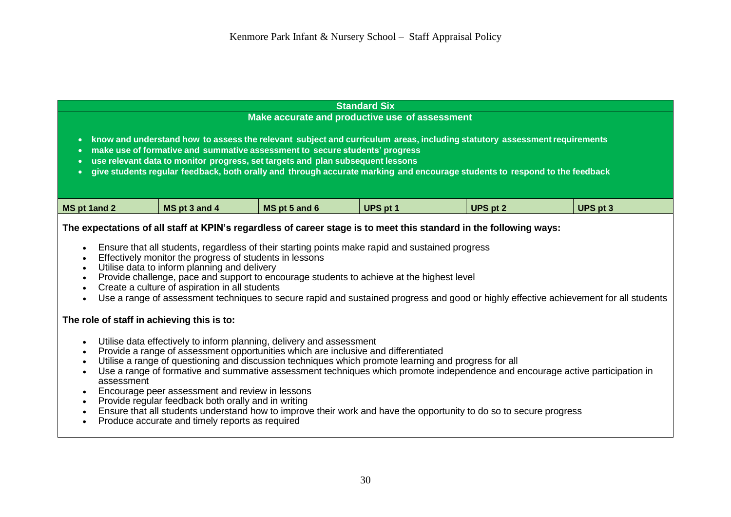| Standard Six | | | | | |
|---|---|---|---|---|---|
| **Make accurate and productive use of assessment** | | | | | |
| • know and understand how to assess the relevant subject and curriculum areas, including statutory assessment requirements<br>• make use of formative and summative assessment to secure students' progress<br>• use relevant data to monitor progress, set targets and plan subsequent lessons<br>• give students regular feedback, both orally and through accurate marking and encourage students to respond to the feedback | | | | | |
| **MS pt 1and 2** | **MS pt 3 and 4** | **MS pt 5 and 6** | **UPS pt 1** | **UPS pt 2** | **UPS pt 3** |

**The expectations of all staff at KPIN's regardless of career stage is to meet this standard in the following ways:**

- Ensure that all students, regardless of their starting points make rapid and sustained progress
- Effectively monitor the progress of students in lessons
- Utilise data to inform planning and delivery
- Provide challenge, pace and support to encourage students to achieve at the highest level
- Create a culture of aspiration in all students
- Use a range of assessment techniques to secure rapid and sustained progress and good or highly effective achievement for all students

**The role of staff in achieving this is to:**

- Utilise data effectively to inform planning, delivery and assessment
- Provide a range of assessment opportunities which are inclusive and differentiated
- Utilise a range of questioning and discussion techniques which promote learning and progress for all
- Use a range of formative and summative assessment techniques which promote independence and encourage active participation in assessment
- Encourage peer assessment and review in lessons
- Provide regular feedback both orally and in writing
- Ensure that all students understand how to improve their work and have the opportunity to do so to secure progress
- Produce accurate and timely reports as required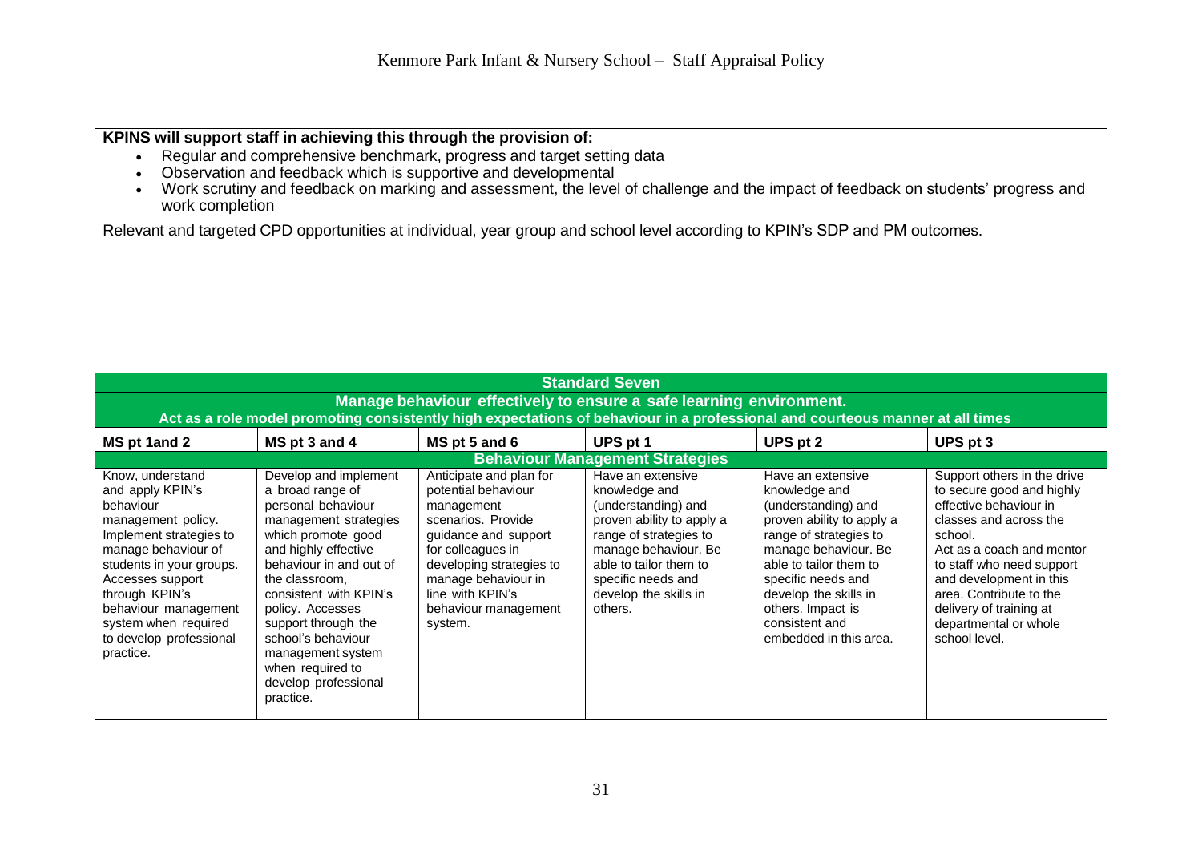**KPINS will support staff in achieving this through the provision of:**

- Regular and comprehensive benchmark, progress and target setting data
- Observation and feedback which is supportive and developmental
- Work scrutiny and feedback on marking and assessment, the level of challenge and the impact of feedback on students' progress and work completion

Relevant and targeted CPD opportunities at individual, year group and school level according to KPIN's SDP and PM outcomes.

| **Standard Seven**<br>**Manage behaviour effectively to ensure a safe learning environment.**<br>**Act as a role model promoting consistently high expectations of behaviour in a professional and courteous manner at all times** | | | | | |
|---|---|---|---|---|---|
| **MS pt 1and 2** | **MS pt 3 and 4** | **MS pt 5 and 6** | **UPS pt 1** | **UPS pt 2** | **UPS pt 3** |
| **Behaviour Management Strategies** | | | | | |
| Know, understand and apply KPIN's behaviour management policy. Implement strategies to manage behaviour of students in your groups. Accesses support through KPIN's behaviour management system when required to develop professional practice. | Develop and implement a broad range of personal behaviour management strategies which promote good and highly effective behaviour in and out of the classroom, consistent with KPIN's policy. Accesses support through the school's behaviour management system when required to develop professional practice. | Anticipate and plan for potential behaviour management scenarios. Provide guidance and support for colleagues in developing strategies to manage behaviour in line with KPIN's behaviour management system. | Have an extensive knowledge and (understanding) and proven ability to apply a range of strategies to manage behaviour. Be able to tailor them to specific needs and develop the skills in others. | Have an extensive knowledge and (understanding) and proven ability to apply a range of strategies to manage behaviour. Be able to tailor them to specific needs and develop the skills in others. Impact is consistent and embedded in this area. | Support others in the drive to secure good and highly effective behaviour in classes and across the school. Act as a coach and mentor to staff who need support and development in this area. Contribute to the delivery of training at departmental or whole school level. |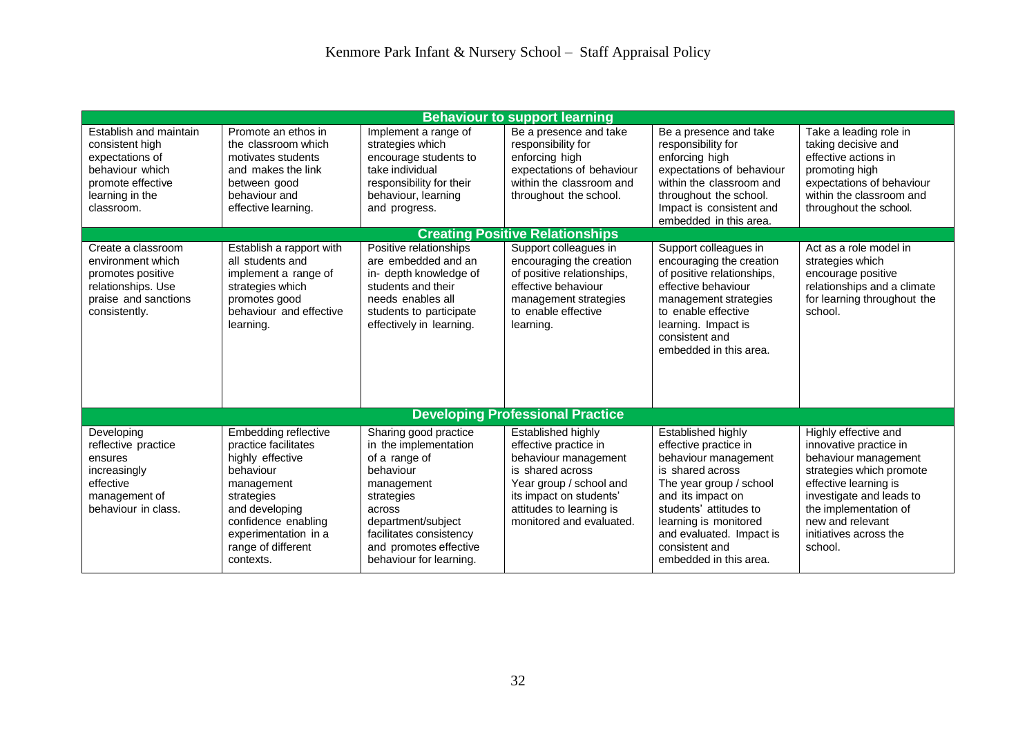| Behaviour to support learning | | | | | |
|---|---|---|---|---|---|
| Establish and maintain consistent high expectations of behaviour which promote effective learning in the classroom. | Promote an ethos in the classroom which motivates students and makes the link between good behaviour and effective learning. | Implement a range of strategies which encourage students to take individual responsibility for their behaviour, learning and progress. | Be a presence and take responsibility for enforcing high expectations of behaviour within the classroom and throughout the school. | Be a presence and take responsibility for enforcing high expectations of behaviour within the classroom and throughout the school. Impact is consistent and embedded in this area. | Take a leading role in taking decisive and effective actions in promoting high expectations of behaviour within the classroom and throughout the school. |
| **Creating Positive Relationships** | | | | | |
| Create a classroom environment which promotes positive relationships. Use praise and sanctions consistently. | Establish a rapport with all students and implement a range of strategies which promotes good behaviour and effective learning. | Positive relationships are embedded and an in- depth knowledge of students and their needs enables all students to participate effectively in learning. | Support colleagues in encouraging the creation of positive relationships, effective behaviour management strategies to enable effective learning. | Support colleagues in encouraging the creation of positive relationships, effective behaviour management strategies to enable effective learning. Impact is consistent and embedded in this area. | Act as a role model in strategies which encourage positive relationships and a climate for learning throughout the school. |
| **Developing Professional Practice** | | | | | |
| Developing reflective practice ensures increasingly effective management of behaviour in class. | Embedding reflective practice facilitates highly effective behaviour management strategies and developing confidence enabling experimentation in a range of different contexts. | Sharing good practice in the implementation of a range of behaviour management strategies across department/subject facilitates consistency and promotes effective behaviour for learning. | Established highly effective practice in behaviour management is shared across Year group / school and its impact on students' attitudes to learning is monitored and evaluated. | Established highly effective practice in behaviour management is shared across The year group / school and its impact on students' attitudes to learning is monitored and evaluated. Impact is consistent and embedded in this area. | Highly effective and innovative practice in behaviour management strategies which promote effective learning is investigate and leads to the implementation of new and relevant initiatives across the school. |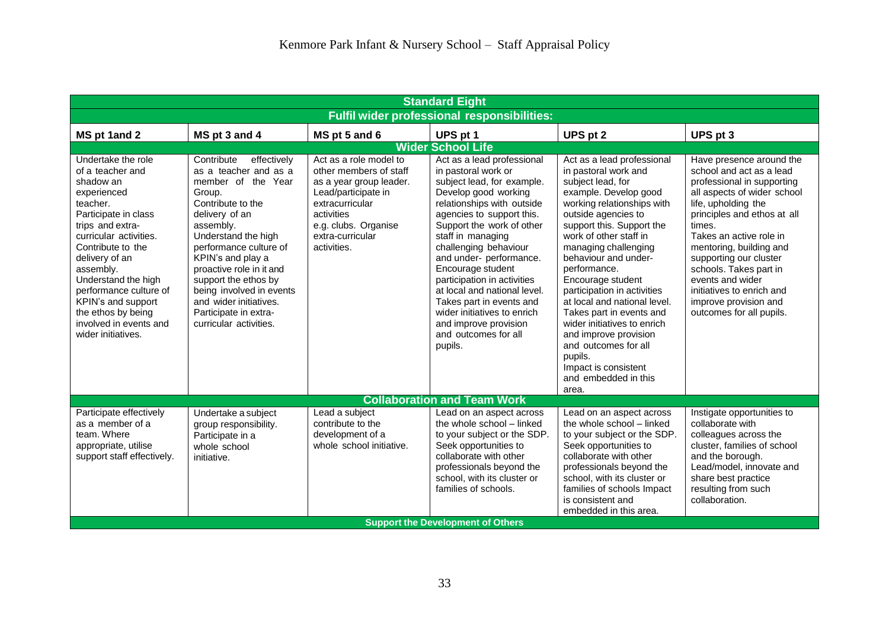| Standard Eight | | | | | |
|---|---|---|---|---|---|
| **Fulfil wider professional responsibilities:** | | | | | |
| **MS pt 1and 2** | **MS pt 3 and 4** | **MS pt 5 and 6** | **UPS pt 1** | **UPS pt 2** | **UPS pt 3** |
| **Wider School Life** | | | | | |
| Undertake the role of a teacher and shadow an experienced teacher. Participate in class trips and extra-curricular activities. Contribute to the delivery of an assembly. Understand the high performance culture of KPIN's and support the ethos by being involved in events and wider initiatives. | Contribute effectively as a teacher and as a member of the Year Group. Contribute to the delivery of an assembly. Understand the high performance culture of KPIN's and play a proactive role in it and support the ethos by being involved in events and wider initiatives. Participate in extra-curricular activities. | Act as a role model to other members of staff as a year group leader. Lead/participate in extracurricular activities e.g. clubs. Organise extra-curricular activities. | Act as a lead professional in pastoral work or subject lead, for example. Develop good working relationships with outside agencies to support this. Support the work of other staff in managing challenging behaviour and under- performance. Encourage student participation in activities at local and national level. Takes part in events and wider initiatives to enrich and improve provision and outcomes for all pupils. | Act as a lead professional in pastoral work and subject lead, for example. Develop good working relationships with outside agencies to support this. Support the work of other staff in managing challenging behaviour and under-performance. Encourage student participation in activities at local and national level. Takes part in events and wider initiatives to enrich and improve provision and outcomes for all pupils. Impact is consistent and embedded in this area. | Have presence around the school and act as a lead professional in supporting all aspects of wider school life, upholding the principles and ethos at all times. Takes an active role in mentoring, building and supporting our cluster schools. Takes part in events and wider initiatives to enrich and improve provision and outcomes for all pupils. |
| **Collaboration and Team Work** | | | | | |
| Participate effectively as a member of a team. Where appropriate, utilise support staff effectively. | Undertake a subject group responsibility. Participate in a whole school initiative. | Lead a subject contribute to the development of a whole school initiative. | Lead on an aspect across the whole school – linked to your subject or the SDP. Seek opportunities to collaborate with other professionals beyond the school, with its cluster or families of schools. | Lead on an aspect across the whole school – linked to your subject or the SDP. Seek opportunities to collaborate with other professionals beyond the school, with its cluster or families of schools Impact is consistent and embedded in this area. | Instigate opportunities to collaborate with colleagues across the cluster, families of school and the borough. Lead/model, innovate and share best practice resulting from such collaboration. |
| **Support the Development of Others** | | | | | |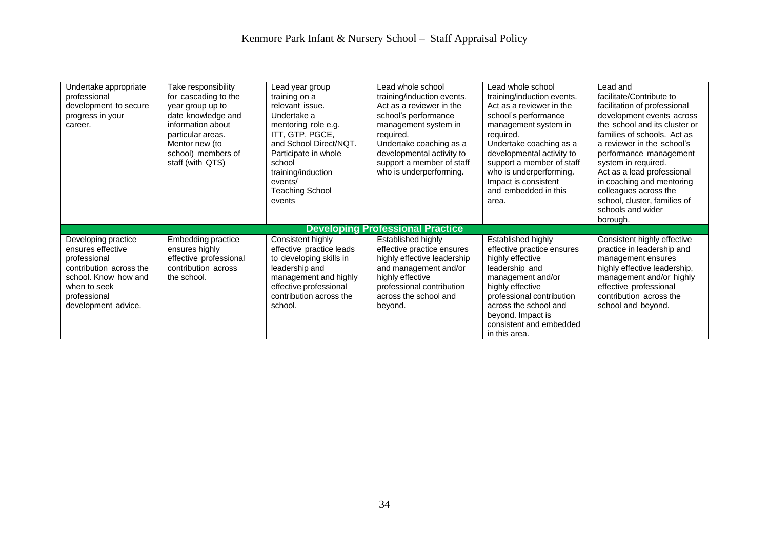| | | | | | |
|---|---|---|---|---|---|
| Undertake appropriate professional development to secure progress in your career. | Take responsibility for cascading to the year group up to date knowledge and information about particular areas. Mentor new (to school) members of staff (with QTS) | Lead year group training on a relevant issue. Undertake a mentoring role e.g. ITT, GTP, PGCE, and School Direct/NQT. Participate in whole school training/induction events/ Teaching School events | Lead whole school training/induction events. Act as a reviewer in the school's performance management system in required. Undertake coaching as a developmental activity to support a member of staff who is underperforming. | Lead whole school training/induction events. Act as a reviewer in the school's performance management system in required. Undertake coaching as a developmental activity to support a member of staff who is underperforming. Impact is consistent and embedded in this area. | Lead and facilitate/Contribute to facilitation of professional development events across the school and its cluster or families of schools. Act as a reviewer in the school's performance management system in required. Act as a lead professional in coaching and mentoring colleagues across the school, cluster, families of schools and wider borough. |
| **Developing Professional Practice** | | | | | |
| Developing practice ensures effective professional contribution across the school. Know how and when to seek professional development advice. | Embedding practice ensures highly effective professional contribution across the school. | Consistent highly effective practice leads to developing skills in leadership and management and highly effective professional contribution across the school. | Established highly effective practice ensures highly effective leadership and management and/or highly effective professional contribution across the school and beyond. | Established highly effective practice ensures highly effective leadership and management and/or highly effective professional contribution across the school and beyond. Impact is consistent and embedded in this area. | Consistent highly effective practice in leadership and management ensures highly effective leadership, management and/or highly effective professional contribution across the school and beyond. |